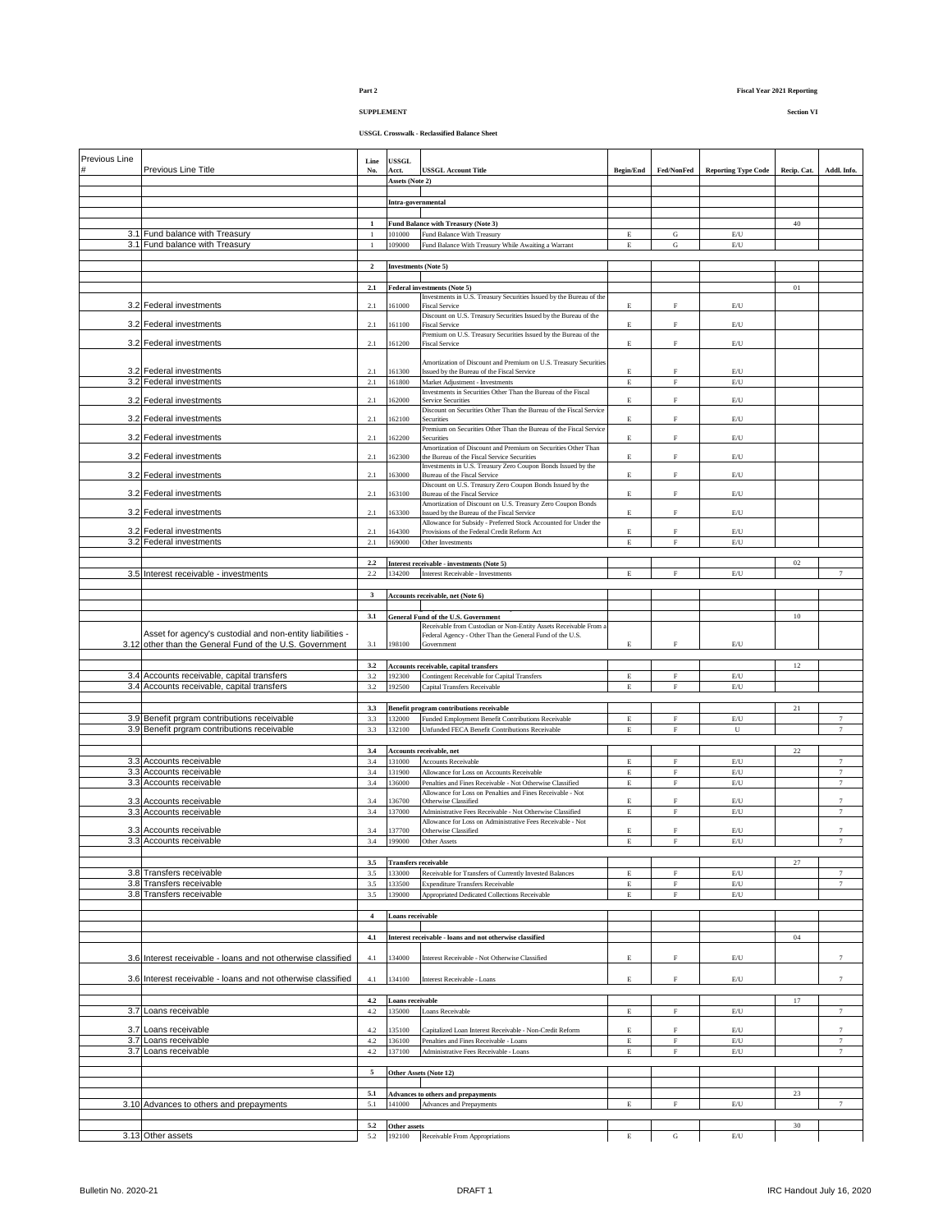Part 2

SUPPLEMENT

Fiscal Year 2021 Reporting

Section VI

**USSGL Crosswalk - Reclassified Balance Sheet**

| Previous Line # | Previous Line Title | Line No. | USSGL Acct. | USSGL Account Title | Begin/End | Fed/NonFed | Reporting Type Code | Recip. Cat. | Addl. Info. |
|---|---|---|---|---|---|---|---|---|---|
| | | | **Assets (Note 2)** | | | | | | |
| | | | | | | | | | |
| | | | **Intra-governmental** | | | | | | |
| | | | | | | | | | |
| | | **1** | **Fund Balance with Treasury (Note 3)** | | | | | 40 | |
| 3.1 | Fund balance with Treasury | 1 | 101000 | Fund Balance With Treasury | E | G | E/U | | |
| 3.1 | Fund balance with Treasury | 1 | 109000 | Fund Balance With Treasury While Awaiting a Warrant | E | G | E/U | | |
| | | | | | | | | | |
| | | **2** | **Investments (Note 5)** | | | | | | |
| | | | | | | | | | |
| | | **2.1** | **Federal investments (Note 5)** | | | | | 01 | |
| 3.2 | Federal investments | 2.1 | 161000 | Investments in U.S. Treasury Securities Issued by the Bureau of the Fiscal Service | E | F | E/U | | |
| 3.2 | Federal investments | 2.1 | 161100 | Discount on U.S. Treasury Securities Issued by the Bureau of the Fiscal Service | E | F | E/U | | |
| 3.2 | Federal investments | 2.1 | 161200 | Premium on U.S. Treasury Securities Issued by the Bureau of the Fiscal Service | E | F | E/U | | |
| 3.2 | Federal investments | 2.1 | 161300 | Amortization of Discount and Premium on U.S. Treasury Securities Issued by the Bureau of the Fiscal Service | E | F | E/U | | |
| 3.2 | Federal investments | 2.1 | 161800 | Market Adjustment - Investments | E | F | E/U | | |
| 3.2 | Federal investments | 2.1 | 162000 | Investments in Securities Other Than the Bureau of the Fiscal Service Securities | E | F | E/U | | |
| 3.2 | Federal investments | 2.1 | 162100 | Discount on Securities Other Than the Bureau of the Fiscal Service Securities | E | F | E/U | | |
| 3.2 | Federal investments | 2.1 | 162200 | Premium on Securities Other Than the Bureau of the Fiscal Service Securities | E | F | E/U | | |
| 3.2 | Federal investments | 2.1 | 162300 | Amortization of Discount and Premium on Securities Other Than the Bureau of the Fiscal Service Securities | E | F | E/U | | |
| 3.2 | Federal investments | 2.1 | 163000 | Investments in U.S. Treasury Zero Coupon Bonds Issued by the Bureau of the Fiscal Service | E | F | E/U | | |
| 3.2 | Federal investments | 2.1 | 163100 | Discount on U.S. Treasury Zero Coupon Bonds Issued by the Bureau of the Fiscal Service | E | F | E/U | | |
| 3.2 | Federal investments | 2.1 | 163300 | Amortization of Discount on U.S. Treasury Zero Coupon Bonds Issued by the Bureau of the Fiscal Service | E | F | E/U | | |
| 3.2 | Federal investments | 2.1 | 164300 | Allowance for Subsidy - Preferred Stock Accounted for Under the Provisions of the Federal Credit Reform Act | E | F | E/U | | |
| 3.2 | Federal investments | 2.1 | 169000 | Other Investments | E | F | E/U | | |
| | | | | | | | | | |
| | | **2.2** | **Interest receivable - investments (Note 5)** | | | | | 02 | |
| 3.5 | Interest receivable - investments | 2.2 | 134200 | Interest Receivable - Investments | E | F | E/U | | 7 |
| | | | | | | | | | |
| | | **3** | **Accounts receivable, net (Note 6)** | | | | | | |
| | | | | | | | | | |
| | | **3.1** | **General Fund of the U.S. Government** | | | | | 10 | |
| 3.12 | Asset for agency's custodial and non-entity liabilities - other than the General Fund of the U.S. Government | 3.1 | 198100 | Receivable from Custodian or Non-Entity Assets Receivable From a Federal Agency - Other Than the General Fund of the U.S. Government | E | F | E/U | | |
| | | | | | | | | | |
| | | **3.2** | **Accounts receivable, capital transfers** | | | | | 12 | |
| 3.4 | Accounts receivable, capital transfers | 3.2 | 192300 | Contingent Receivable for Capital Transfers | E | F | E/U | | |
| 3.4 | Accounts receivable, capital transfers | 3.2 | 192500 | Capital Transfers Receivable | E | F | E/U | | |
| | | | | | | | | | |
| | | **3.3** | **Benefit program contributions receivable** | | | | | 21 | |
| 3.9 | Benefit prgram contributions receivable | 3.3 | 132000 | Funded Employment Benefit Contributions Receivable | E | F | E/U | | 7 |
| 3.9 | Benefit prgram contributions receivable | 3.3 | 132100 | Unfunded FECA Benefit Contributions Receivable | E | F | U | | 7 |
| | | | | | | | | | |
| | | **3.4** | **Accounts receivable, net** | | | | | 22 | |
| 3.3 | Accounts receivable | 3.4 | 131000 | Accounts Receivable | E | F | E/U | | 7 |
| 3.3 | Accounts receivable | 3.4 | 131900 | Allowance for Loss on Accounts Receivable | E | F | E/U | | 7 |
| 3.3 | Accounts receivable | 3.4 | 136000 | Penalties and Fines Receivable - Not Otherwise Classified | E | F | E/U | | 7 |
| 3.3 | Accounts receivable | 3.4 | 136700 | Allowance for Loss on Penalties and Fines Receivable - Not Otherwise Classified | E | F | E/U | | 7 |
| 3.3 | Accounts receivable | 3.4 | 137000 | Administrative Fees Receivable - Not Otherwise Classified | E | F | E/U | | 7 |
| 3.3 | Accounts receivable | 3.4 | 137700 | Allowance for Loss on Administrative Fees Receivable - Not Otherwise Classified | E | F | E/U | | 7 |
| 3.3 | Accounts receivable | 3.4 | 199000 | Other Assets | E | F | E/U | | 7 |
| | | | | | | | | | |
| | | **3.5** | **Transfers receivable** | | | | | 27 | |
| 3.8 | Transfers receivable | 3.5 | 133000 | Receivable for Transfers of Currently Invested Balances | E | F | E/U | | 7 |
| 3.8 | Transfers receivable | 3.5 | 133500 | Expenditure Transfers Receivable | E | F | E/U | | 7 |
| 3.8 | Transfers receivable | 3.5 | 139000 | Appropriated Dedicated Collections Receivable | E | F | E/U | | |
| | | | | | | | | | |
| | | **4** | **Loans receivable** | | | | | | |
| | | | | | | | | | |
| | | **4.1** | **Interest receivable - loans and not otherwise classified** | | | | | 04 | |
| 3.6 | Interest receivable - loans and not otherwise classified | 4.1 | 134000 | Interest Receivable - Not Otherwise Classified | E | F | E/U | | 7 |
| 3.6 | Interest receivable - loans and not otherwise classified | 4.1 | 134100 | Interest Receivable - Loans | E | F | E/U | | 7 |
| | | | | | | | | | |
| | | **4.2** | **Loans receivable** | | | | | 17 | |
| 3.7 | Loans receivable | 4.2 | 135000 | Loans Receivable | E | F | E/U | | 7 |
| 3.7 | Loans receivable | 4.2 | 135100 | Capitalized Loan Interest Receivable - Non-Credit Reform | E | F | E/U | | 7 |
| 3.7 | Loans receivable | 4.2 | 136100 | Penalties and Fines Receivable - Loans | E | F | E/U | | 7 |
| 3.7 | Loans receivable | 4.2 | 137100 | Administrative Fees Receivable - Loans | E | F | E/U | | 7 |
| | | | | | | | | | |
| | | **5** | **Other Assets (Note 12)** | | | | | | |
| | | | | | | | | | |
| | | **5.1** | **Advances to others and prepayments** | | | | | 23 | |
| 3.10 | Advances to others and prepayments | 5.1 | 141000 | Advances and Prepayments | E | F | E/U | | 7 |
| | | | | | | | | | |
| | | **5.2** | **Other assets** | | | | | 30 | |
| 3.13 | Other assets | 5.2 | 192100 | Receivable From Appropriations | E | G | E/U | | |

Bulletin No. 2020-21 DRAFT 1 IRC Handout July 16, 2020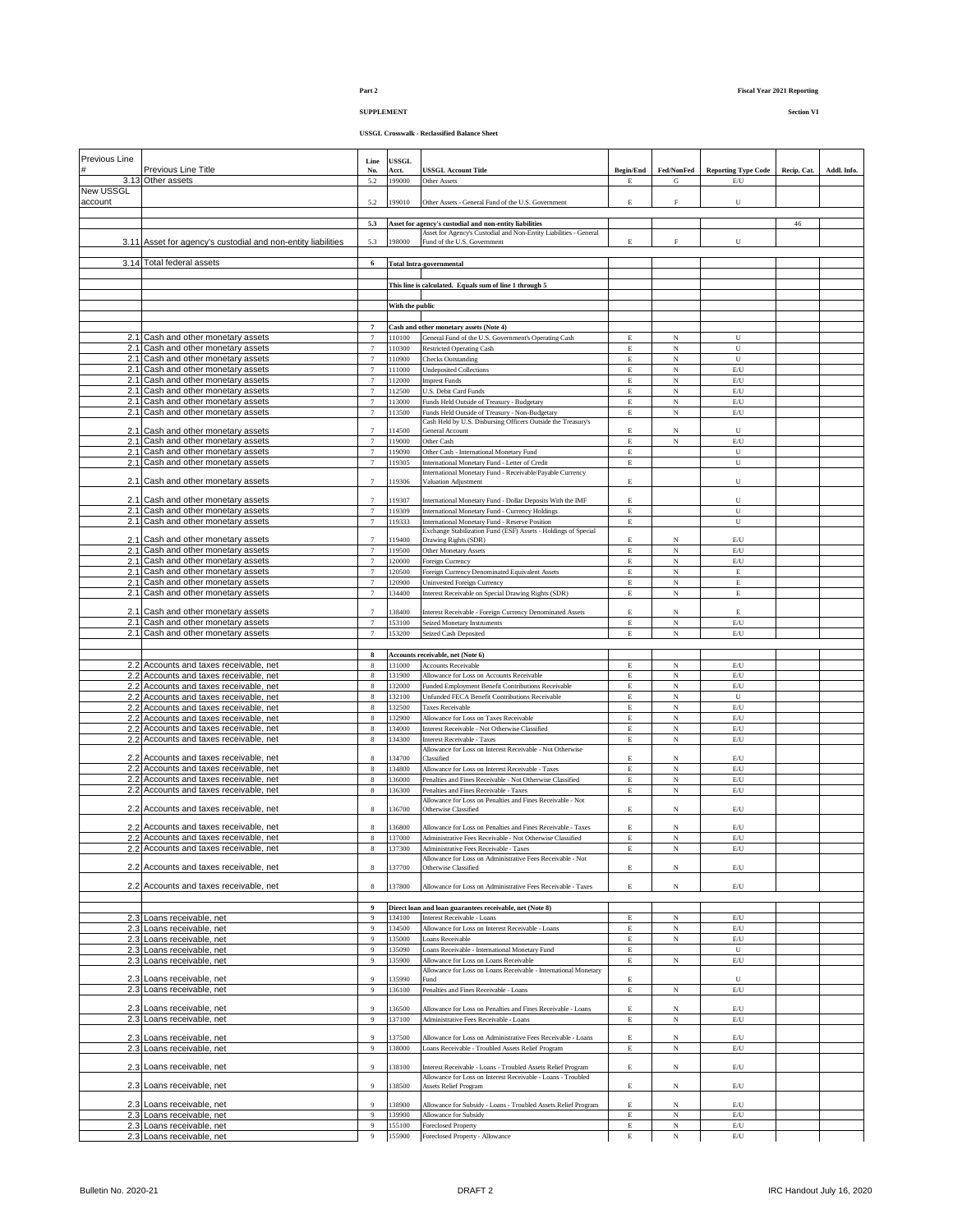**Part 2**

**Fiscal Year 2021 Reporting**

**SUPPLEMENT**

**Section VI**

**USSGL Crosswalk - Reclassified Balance Sheet**

| Previous Line # | Previous Line Title | Line No. | USSGL Acct. | USSGL Account Title | Begin/End | Fed/NonFed | Reporting Type Code | Recip. Cat. | Addl. Info. |
|---|---|---|---|---|---|---|---|---|---|
| 3.13 | Other assets | 5.2 | 199000 | Other Assets | E | G | E/U | | |
| New USSGL account | | 5.2 | 199010 | Other Assets - General Fund of the U.S. Government | E | F | U | | |
| | | | | | | | | | |
| | | **5.3** | **Asset for agency's custodial and non-entity liabilities** | | | | | 46 | |
| 3.11 | Asset for agency's custodial and non-entity liabilities | 5.3 | 198000 | Asset for Agency's Custodial and Non-Entity Liabilities - General Fund of the U.S. Government | E | F | U | | |
| | | | | | | | | | |
| 3.14 | Total federal assets | **6** | **Total Intra-governmental** | | | | | | |
| | | | | | | | | | |
| | | | **This line is calculated. Equals sum of line 1 through 5** | | | | | | |
| | | | | | | | | | |
| | | | **With the public** | | | | | | |
| | | | | | | | | | |
| | | **7** | **Cash and other monetary assets (Note 4)** | | | | | | |
| 2.1 | Cash and other monetary assets | 7 | 110100 | General Fund of the U.S. Government's Operating Cash | E | N | U | | |
| 2.1 | Cash and other monetary assets | 7 | 110300 | Restricted Operating Cash | E | N | U | | |
| 2.1 | Cash and other monetary assets | 7 | 110900 | Checks Outstanding | E | N | U | | |
| 2.1 | Cash and other monetary assets | 7 | 111000 | Undeposited Collections | E | N | E/U | | |
| 2.1 | Cash and other monetary assets | 7 | 112000 | Imprest Funds | E | N | E/U | | |
| 2.1 | Cash and other monetary assets | 7 | 112500 | U.S. Debit Card Funds | E | N | E/U | | |
| 2.1 | Cash and other monetary assets | 7 | 113000 | Funds Held Outside of Treasury - Budgetary | E | N | E/U | | |
| 2.1 | Cash and other monetary assets | 7 | 113500 | Funds Held Outside of Treasury - Non-Budgetary | E | N | E/U | | |
| 2.1 | Cash and other monetary assets | 7 | 114500 | Cash Held by U.S. Disbursing Officers Outside the Treasury's General Account | E | N | U | | |
| 2.1 | Cash and other monetary assets | 7 | 119000 | Other Cash | E | N | E/U | | |
| 2.1 | Cash and other monetary assets | 7 | 119090 | Other Cash - International Monetary Fund | E | | U | | |
| 2.1 | Cash and other monetary assets | 7 | 119305 | International Monetary Fund - Letter of Credit | E | | U | | |
| 2.1 | Cash and other monetary assets | 7 | 119306 | International Monetary Fund - Receivable/Payable Currency Valuation Adjustment | E | | U | | |
| 2.1 | Cash and other monetary assets | 7 | 119307 | International Monetary Fund - Dollar Deposits With the IMF | E | | U | | |
| 2.1 | Cash and other monetary assets | 7 | 119309 | International Monetary Fund - Currency Holdings | E | | U | | |
| 2.1 | Cash and other monetary assets | 7 | 119333 | International Monetary Fund - Reserve Position | E | | U | | |
| 2.1 | Cash and other monetary assets | 7 | 119400 | Exchange Stabilization Fund (ESF) Assets - Holdings of Special Drawing Rights (SDR) | E | N | E/U | | |
| 2.1 | Cash and other monetary assets | 7 | 119500 | Other Monetary Assets | E | N | E/U | | |
| 2.1 | Cash and other monetary assets | 7 | 120000 | Foreign Currency | E | N | E/U | | |
| 2.1 | Cash and other monetary assets | 7 | 120500 | Foreign Currency Denominated Equivalent Assets | E | N | E | | |
| 2.1 | Cash and other monetary assets | 7 | 120900 | Uninvested Foreign Currency | E | N | E | | |
| 2.1 | Cash and other monetary assets | 7 | 134400 | Interest Receivable on Special Drawing Rights (SDR) | E | N | E | | |
| 2.1 | Cash and other monetary assets | 7 | 138400 | Interest Receivable - Foreign Currency Denominated Assets | E | N | E | | |
| 2.1 | Cash and other monetary assets | 7 | 153100 | Seized Monetary Instruments | E | N | E/U | | |
| 2.1 | Cash and other monetary assets | 7 | 153200 | Seized Cash Deposited | E | N | E/U | | |
| | | | | | | | | | |
| | | **8** | **Accounts receivable, net (Note 6)** | | | | | | |
| 2.2 | Accounts and taxes receivable, net | 8 | 131000 | Accounts Receivable | E | N | E/U | | |
| 2.2 | Accounts and taxes receivable, net | 8 | 131900 | Allowance for Loss on Accounts Receivable | E | N | E/U | | |
| 2.2 | Accounts and taxes receivable, net | 8 | 132000 | Funded Employment Benefit Contributions Receivable | E | N | E/U | | |
| 2.2 | Accounts and taxes receivable, net | 8 | 132100 | Unfunded FECA Benefit Contributions Receivable | E | N | U | | |
| 2.2 | Accounts and taxes receivable, net | 8 | 132500 | Taxes Receivable | E | N | E/U | | |
| 2.2 | Accounts and taxes receivable, net | 8 | 132900 | Allowance for Loss on Taxes Receivable | E | N | E/U | | |
| 2.2 | Accounts and taxes receivable, net | 8 | 134000 | Interest Receivable - Not Otherwise Classified | E | N | E/U | | |
| 2.2 | Accounts and taxes receivable, net | 8 | 134300 | Interest Receivable - Taxes | E | N | E/U | | |
| 2.2 | Accounts and taxes receivable, net | 8 | 134700 | Allowance for Loss on Interest Receivable - Not Otherwise Classified | E | N | E/U | | |
| 2.2 | Accounts and taxes receivable, net | 8 | 134800 | Allowance for Loss on Interest Receivable - Taxes | E | N | E/U | | |
| 2.2 | Accounts and taxes receivable, net | 8 | 136000 | Penalties and Fines Receivable - Not Otherwise Classified | E | N | E/U | | |
| 2.2 | Accounts and taxes receivable, net | 8 | 136300 | Penalties and Fines Receivable - Taxes | E | N | E/U | | |
| 2.2 | Accounts and taxes receivable, net | 8 | 136700 | Allowance for Loss on Penalties and Fines Receivable - Not Otherwise Classified | E | N | E/U | | |
| 2.2 | Accounts and taxes receivable, net | 8 | 136800 | Allowance for Loss on Penalties and Fines Receivable - Taxes | E | N | E/U | | |
| 2.2 | Accounts and taxes receivable, net | 8 | 137000 | Administrative Fees Receivable - Not Otherwise Classified | E | N | E/U | | |
| 2.2 | Accounts and taxes receivable, net | 8 | 137300 | Administrative Fees Receivable - Taxes | E | N | E/U | | |
| 2.2 | Accounts and taxes receivable, net | 8 | 137700 | Allowance for Loss on Administrative Fees Receivable - Not Otherwise Classified | E | N | E/U | | |
| 2.2 | Accounts and taxes receivable, net | 8 | 137800 | Allowance for Loss on Administrative Fees Receivable - Taxes | E | N | E/U | | |
| | | | | | | | | | |
| | | **9** | **Direct loan and loan guarantees receivable, net (Note 8)** | | | | | | |
| 2.3 | Loans receivable, net | 9 | 134100 | Interest Receivable - Loans | E | N | E/U | | |
| 2.3 | Loans receivable, net | 9 | 134500 | Allowance for Loss on Interest Receivable - Loans | E | N | E/U | | |
| 2.3 | Loans receivable, net | 9 | 135000 | Loans Receivable | E | N | E/U | | |
| 2.3 | Loans receivable, net | 9 | 135090 | Loans Receivable - International Monetary Fund | E | | U | | |
| 2.3 | Loans receivable, net | 9 | 135900 | Allowance for Loss on Loans Receivable | E | N | E/U | | |
| 2.3 | Loans receivable, net | 9 | 135990 | Allowance for Loss on Loans Receivable - International Monetary Fund | E | | U | | |
| 2.3 | Loans receivable, net | 9 | 136100 | Penalties and Fines Receivable - Loans | E | N | E/U | | |
| 2.3 | Loans receivable, net | 9 | 136500 | Allowance for Loss on Penalties and Fines Receivable - Loans | E | N | E/U | | |
| 2.3 | Loans receivable, net | 9 | 137100 | Administrative Fees Receivable - Loans | E | N | E/U | | |
| 2.3 | Loans receivable, net | 9 | 137500 | Allowance for Loss on Administrative Fees Receivable - Loans | E | N | E/U | | |
| 2.3 | Loans receivable, net | 9 | 138000 | Loans Receivable - Troubled Assets Relief Program | E | N | E/U | | |
| 2.3 | Loans receivable, net | 9 | 138100 | Interest Receivable - Loans - Troubled Assets Relief Program | E | N | E/U | | |
| 2.3 | Loans receivable, net | 9 | 138500 | Allowance for Loss on Interest Receivable - Loans - Troubled Assets Relief Program | E | N | E/U | | |
| 2.3 | Loans receivable, net | 9 | 138900 | Allowance for Subsidy - Loans - Troubled Assets Relief Program | E | N | E/U | | |
| 2.3 | Loans receivable, net | 9 | 139900 | Allowance for Subsidy | E | N | E/U | | |
| 2.3 | Loans receivable, net | 9 | 155100 | Foreclosed Property | E | N | E/U | | |
| 2.3 | Loans receivable, net | 9 | 155900 | Foreclosed Property - Allowance | E | N | E/U | | |

Bulletin No. 2020-21 DRAFT 2 IRC Handout July 16, 2020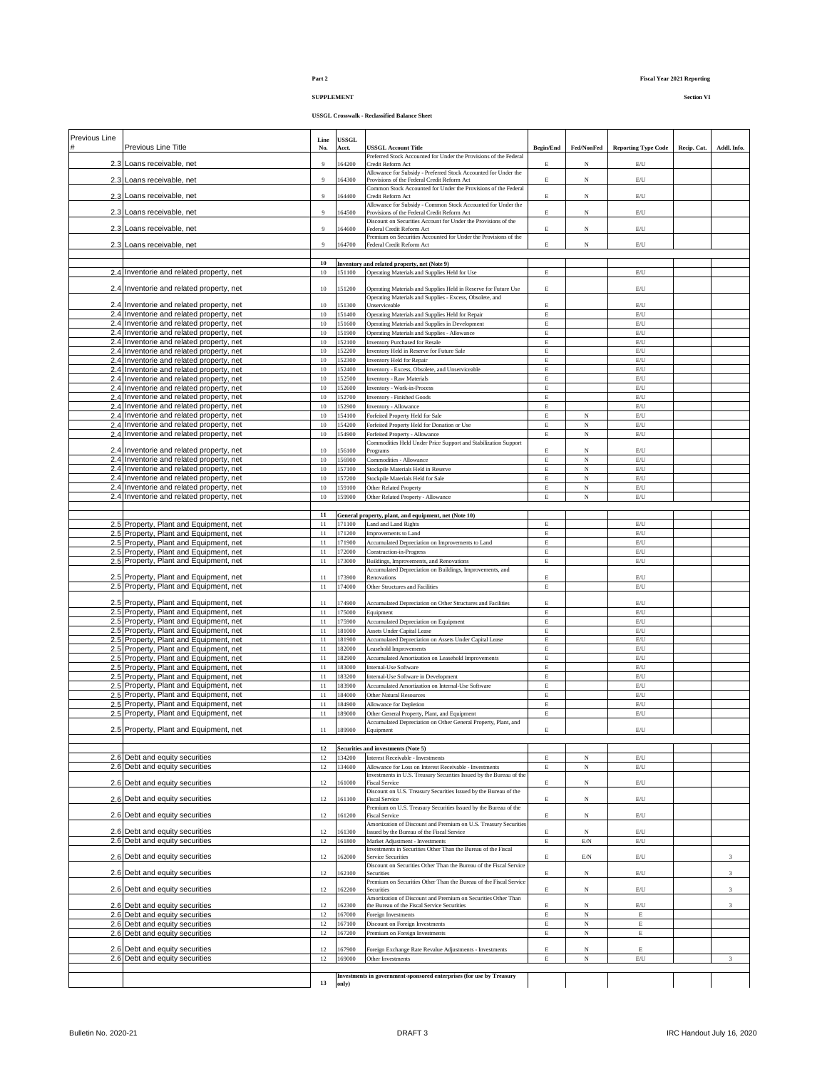**Part 2**

**Fiscal Year 2021 Reporting**

**SUPPLEMENT**

**Section VI**

**USSGL Crosswalk - Reclassified Balance Sheet**

| Previous Line # | Previous Line Title | Line No. | USSGL Acct. | USSGL Account Title | Begin/End | Fed/NonFed | Reporting Type Code | Recip. Cat. | Addl. Info. |
|---|---|---|---|---|---|---|---|---|---|
| 2.3 | Loans receivable, net | 9 | 164200 | Preferred Stock Accounted for Under the Provisions of the Federal Credit Reform Act | E | N | E/U | | |
| 2.3 | Loans receivable, net | 9 | 164300 | Allowance for Subsidy - Preferred Stock Accounted for Under the Provisions of the Federal Credit Reform Act | E | N | E/U | | |
| 2.3 | Loans receivable, net | 9 | 164400 | Common Stock Accounted for Under the Provisions of the Federal Credit Reform Act | E | N | E/U | | |
| 2.3 | Loans receivable, net | 9 | 164500 | Allowance for Subsidy - Common Stock Accounted for Under the Provisions of the Federal Credit Reform Act | E | N | E/U | | |
| 2.3 | Loans receivable, net | 9 | 164600 | Discount on Securities Account for Under the Provisions of the Federal Credit Reform Act | E | N | E/U | | |
| 2.3 | Loans receivable, net | 9 | 164700 | Premium on Securities Accounted for Under the Provisions of the Federal Credit Reform Act | E | N | E/U | | |
| | | | | | | | | | |
| | | **10** | | **Inventory and related property, net (Note 9)** | | | | | |
| 2.4 | Inventorie and related property, net | 10 | 151100 | Operating Materials and Supplies Held for Use | E | | E/U | | |
| 2.4 | Inventorie and related property, net | 10 | 151200 | Operating Materials and Supplies Held in Reserve for Future Use | E | | E/U | | |
| 2.4 | Inventorie and related property, net | 10 | 151300 | Operating Materials and Supplies - Excess, Obsolete, and Unserviceable | E | | E/U | | |
| 2.4 | Inventorie and related property, net | 10 | 151400 | Operating Materials and Supplies Held for Repair | E | | E/U | | |
| 2.4 | Inventorie and related property, net | 10 | 151600 | Operating Materials and Supplies in Development | E | | E/U | | |
| 2.4 | Inventorie and related property, net | 10 | 151900 | Operating Materials and Supplies - Allowance | E | | E/U | | |
| 2.4 | Inventorie and related property, net | 10 | 152100 | Inventory Purchased for Resale | E | | E/U | | |
| 2.4 | Inventorie and related property, net | 10 | 152200 | Inventory Held in Reserve for Future Sale | E | | E/U | | |
| 2.4 | Inventorie and related property, net | 10 | 152300 | Inventory Held for Repair | E | | E/U | | |
| 2.4 | Inventorie and related property, net | 10 | 152400 | Inventory - Excess, Obsolete, and Unserviceable | E | | E/U | | |
| 2.4 | Inventorie and related property, net | 10 | 152500 | Inventory - Raw Materials | E | | E/U | | |
| 2.4 | Inventorie and related property, net | 10 | 152600 | Inventory - Work-in-Process | E | | E/U | | |
| 2.4 | Inventorie and related property, net | 10 | 152700 | Inventory - Finished Goods | E | | E/U | | |
| 2.4 | Inventorie and related property, net | 10 | 152900 | Inventory - Allowance | E | | E/U | | |
| 2.4 | Inventorie and related property, net | 10 | 154100 | Forfeited Property Held for Sale | E | N | E/U | | |
| 2.4 | Inventorie and related property, net | 10 | 154200 | Forfeited Property Held for Donation or Use | E | N | E/U | | |
| 2.4 | Inventorie and related property, net | 10 | 154900 | Forfeited Property - Allowance | E | N | E/U | | |
| 2.4 | Inventorie and related property, net | 10 | 156100 | Commodities Held Under Price Support and Stabilization Support Programs | E | N | E/U | | |
| 2.4 | Inventorie and related property, net | 10 | 156900 | Commodities - Allowance | E | N | E/U | | |
| 2.4 | Inventorie and related property, net | 10 | 157100 | Stockpile Materials Held in Reserve | E | N | E/U | | |
| 2.4 | Inventorie and related property, net | 10 | 157200 | Stockpile Materials Held for Sale | E | N | E/U | | |
| 2.4 | Inventorie and related property, net | 10 | 159100 | Other Related Property | E | N | E/U | | |
| 2.4 | Inventorie and related property, net | 10 | 159900 | Other Related Property - Allowance | E | N | E/U | | |
| | | | | | | | | | |
| | | **11** | | **General property, plant, and equipment, net (Note 10)** | | | | | |
| 2.5 | Property, Plant and Equipment, net | 11 | 171100 | Land and Land Rights | E | | E/U | | |
| 2.5 | Property, Plant and Equipment, net | 11 | 171200 | Improvements to Land | E | | E/U | | |
| 2.5 | Property, Plant and Equipment, net | 11 | 171900 | Accumulated Depreciation on Improvements to Land | E | | E/U | | |
| 2.5 | Property, Plant and Equipment, net | 11 | 172000 | Construction-in-Progress | E | | E/U | | |
| 2.5 | Property, Plant and Equipment, net | 11 | 173000 | Buildings, Improvements, and Renovations | E | | E/U | | |
| 2.5 | Property, Plant and Equipment, net | 11 | 173900 | Accumulated Depreciation on Buildings, Improvements, and Renovations | E | | E/U | | |
| 2.5 | Property, Plant and Equipment, net | 11 | 174000 | Other Structures and Facilities | E | | E/U | | |
| 2.5 | Property, Plant and Equipment, net | 11 | 174900 | Accumulated Depreciation on Other Structures and Facilities | E | | E/U | | |
| 2.5 | Property, Plant and Equipment, net | 11 | 175000 | Equipment | E | | E/U | | |
| 2.5 | Property, Plant and Equipment, net | 11 | 175900 | Accumulated Depreciation on Equipment | E | | E/U | | |
| 2.5 | Property, Plant and Equipment, net | 11 | 181000 | Assets Under Capital Lease | E | | E/U | | |
| 2.5 | Property, Plant and Equipment, net | 11 | 181900 | Accumulated Depreciation on Assets Under Capital Lease | E | | E/U | | |
| 2.5 | Property, Plant and Equipment, net | 11 | 182000 | Leasehold Improvements | E | | E/U | | |
| 2.5 | Property, Plant and Equipment, net | 11 | 182900 | Accumulated Amortization on Leasehold Improvements | E | | E/U | | |
| 2.5 | Property, Plant and Equipment, net | 11 | 183000 | Internal-Use Software | E | | E/U | | |
| 2.5 | Property, Plant and Equipment, net | 11 | 183200 | Internal-Use Software in Development | E | | E/U | | |
| 2.5 | Property, Plant and Equipment, net | 11 | 183900 | Accumulated Amortization on Internal-Use Software | E | | E/U | | |
| 2.5 | Property, Plant and Equipment, net | 11 | 184000 | Other Natural Resources | E | | E/U | | |
| 2.5 | Property, Plant and Equipment, net | 11 | 184900 | Allowance for Depletion | E | | E/U | | |
| 2.5 | Property, Plant and Equipment, net | 11 | 189000 | Other General Property, Plant, and Equipment | E | | E/U | | |
| 2.5 | Property, Plant and Equipment, net | 11 | 189900 | Accumulated Depreciation on Other General Property, Plant, and Equipment | E | | E/U | | |
| | | | | | | | | | |
| | | **12** | | **Securities and investments (Note 5)** | | | | | |
| 2.6 | Debt and equity securities | 12 | 134200 | Interest Receivable - Investments | E | N | E/U | | |
| 2.6 | Debt and equity securities | 12 | 134600 | Allowance for Loss on Interest Receivable - Investments | E | N | E/U | | |
| 2.6 | Debt and equity securities | 12 | 161000 | Investments in U.S. Treasury Securities Issued by the Bureau of the Fiscal Service | E | N | E/U | | |
| 2.6 | Debt and equity securities | 12 | 161100 | Discount on U.S. Treasury Securities Issued by the Bureau of the Fiscal Service | E | N | E/U | | |
| 2.6 | Debt and equity securities | 12 | 161200 | Premium on U.S. Treasury Securities Issued by the Bureau of the Fiscal Service | E | N | E/U | | |
| 2.6 | Debt and equity securities | 12 | 161300 | Amortization of Discount and Premium on U.S. Treasury Securities Issued by the Bureau of the Fiscal Service | E | N | E/U | | |
| 2.6 | Debt and equity securities | 12 | 161800 | Market Adjustment - Investments | E | E/N | E/U | | |
| 2.6 | Debt and equity securities | 12 | 162000 | Investments in Securities Other Than the Bureau of the Fiscal Service Securities | E | E/N | E/U | | 3 |
| 2.6 | Debt and equity securities | 12 | 162100 | Discount on Securities Other Than the Bureau of the Fiscal Service Securities | E | N | E/U | | 3 |
| 2.6 | Debt and equity securities | 12 | 162200 | Premium on Securities Other Than the Bureau of the Fiscal Service Securities | E | N | E/U | | 3 |
| 2.6 | Debt and equity securities | 12 | 162300 | Amortization of Discount and Premium on Securities Other Than the Bureau of the Fiscal Service Securities | E | N | E/U | | 3 |
| 2.6 | Debt and equity securities | 12 | 167000 | Foreign Investments | E | N | E | | |
| 2.6 | Debt and equity securities | 12 | 167100 | Discount on Foreign Investments | E | N | E | | |
| 2.6 | Debt and equity securities | 12 | 167200 | Premium on Foreign Investments | E | N | E | | |
| 2.6 | Debt and equity securities | 12 | 167900 | Foreign Exchange Rate Revalue Adjustments - Investments | E | N | E | | |
| 2.6 | Debt and equity securities | 12 | 169000 | Other Investments | E | N | E/U | | 3 |
| | | | | | | | | | |
| | | **13** | | **Investments in government-sponsored enterprises (for use by Treasury only)** | | | | | |

Bulletin No. 2020-21 | DRAFT 3 | IRC Handout July 16, 2020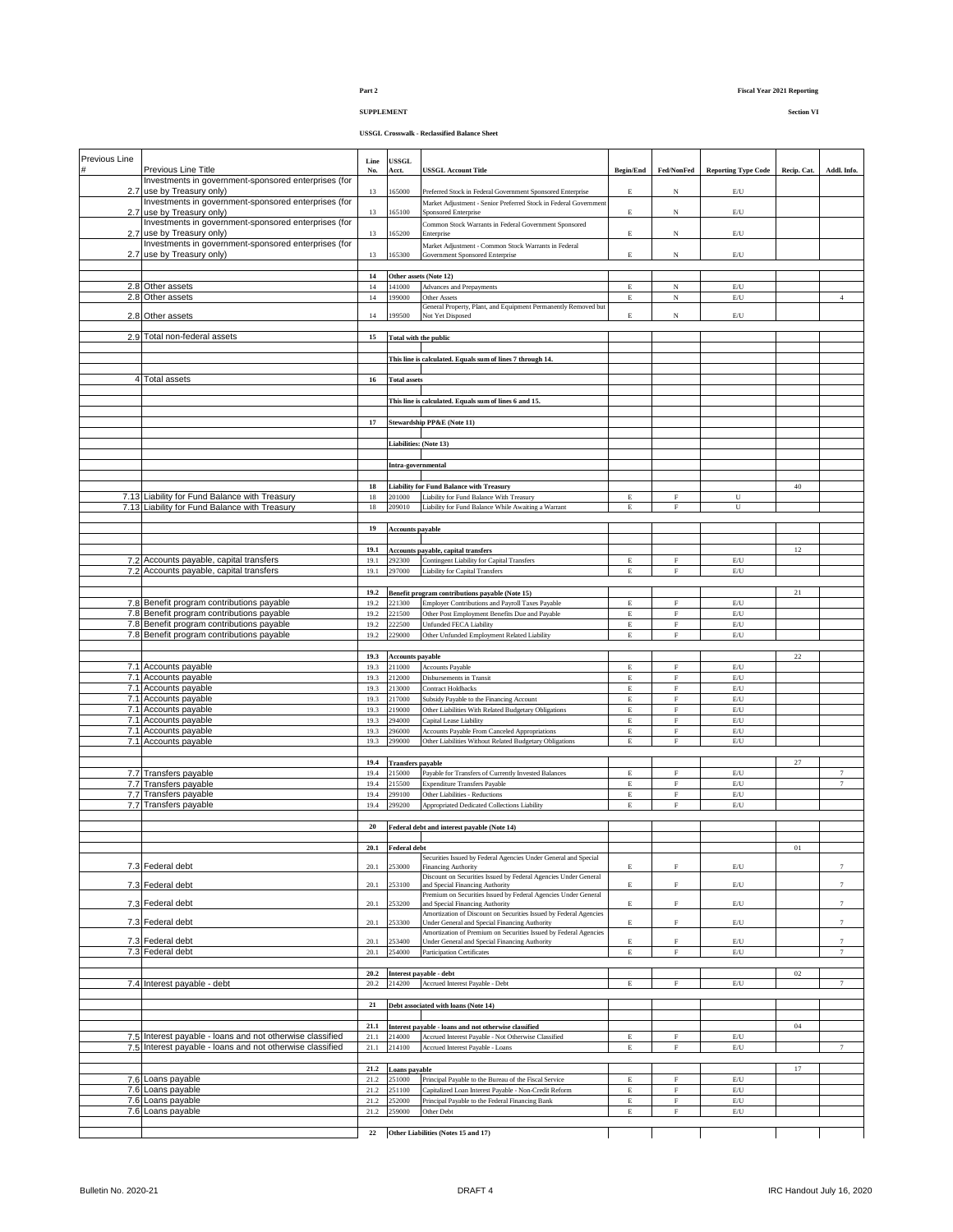**Part 2** **Fiscal Year 2021 Reporting**

**SUPPLEMENT** **Section VI**

**USSGL Crosswalk - Reclassified Balance Sheet**

| Previous Line # | Previous Line Title | Line No. | USSGL Acct. | USSGL Account Title | Begin/End | Fed/NonFed | Reporting Type Code | Recip. Cat. | Addl. Info. |
|---|---|---|---|---|---|---|---|---|---|
| 2.7 | Investments in government-sponsored enterprises (for use by Treasury only) | 13 | 165000 | Preferred Stock in Federal Government Sponsored Enterprise | E | N | E/U | | |
| 2.7 | Investments in government-sponsored enterprises (for use by Treasury only) | 13 | 165100 | Market Adjustment - Senior Preferred Stock in Federal Government Sponsored Enterprise | E | N | E/U | | |
| 2.7 | Investments in government-sponsored enterprises (for use by Treasury only) | 13 | 165200 | Common Stock Warrants in Federal Government Sponsored Enterprise | E | N | E/U | | |
| 2.7 | Investments in government-sponsored enterprises (for use by Treasury only) | 13 | 165300 | Market Adjustment - Common Stock Warrants in Federal Government Sponsored Enterprise | E | N | E/U | | |
| | | | | | | | | | |
| | | **14** | **Other assets (Note 12)** | | | | | | |
| 2.8 | Other assets | 14 | 141000 | Advances and Prepayments | E | N | E/U | | |
| 2.8 | Other assets | 14 | 199000 | Other Assets | E | N | E/U | | 4 |
| 2.8 | Other assets | 14 | 199500 | General Property, Plant, and Equipment Permanently Removed but Not Yet Disposed | E | N | E/U | | |
| | | | | | | | | | |
| 2.9 | Total non-federal assets | **15** | **Total with the public** | | | | | | |
| | | | | | | | | | |
| | | | | **This line is calculated. Equals sum of lines 7 through 14.** | | | | | |
| | | | | | | | | | |
| 4 | Total assets | **16** | **Total assets** | | | | | | |
| | | | | | | | | | |
| | | | | **This line is calculated. Equals sum of lines 6 and 15.** | | | | | |
| | | | | | | | | | |
| | | **17** | **Stewardship PP&E (Note 11)** | | | | | | |
| | | | | | | | | | |
| | | | **Liabilities: (Note 13)** | | | | | | |
| | | | | | | | | | |
| | | | **Intra-governmental** | | | | | | |
| | | | | | | | | | |
| | | **18** | **Liability for Fund Balance with Treasury** | | | | | 40 | |
| 7.13 | Liability for Fund Balance with Treasury | 18 | 201000 | Liability for Fund Balance With Treasury | E | F | U | | |
| 7.13 | Liability for Fund Balance with Treasury | 18 | 209010 | Liability for Fund Balance While Awaiting a Warrant | E | F | U | | |
| | | | | | | | | | |
| | | **19** | **Accounts payable** | | | | | | |
| | | | | | | | | | |
| | | **19.1** | **Accounts payable, capital transfers** | | | | | 12 | |
| 7.2 | Accounts payable, capital transfers | 19.1 | 292300 | Contingent Liability for Capital Transfers | E | F | E/U | | |
| 7.2 | Accounts payable, capital transfers | 19.1 | 297000 | Liability for Capital Transfers | E | F | E/U | | |
| | | | | | | | | | |
| | | **19.2** | **Benefit program contributions payable (Note 15)** | | | | | 21 | |
| 7.8 | Benefit program contributions payable | 19.2 | 221300 | Employer Contributions and Payroll Taxes Payable | E | F | E/U | | |
| 7.8 | Benefit program contributions payable | 19.2 | 221500 | Other Post Employment Benefits Due and Payable | E | F | E/U | | |
| 7.8 | Benefit program contributions payable | 19.2 | 222500 | Unfunded FECA Liability | E | F | E/U | | |
| 7.8 | Benefit program contributions payable | 19.2 | 229000 | Other Unfunded Employment Related Liability | E | F | E/U | | |
| | | | | | | | | | |
| | | **19.3** | **Accounts payable** | | | | | 22 | |
| 7.1 | Accounts payable | 19.3 | 211000 | Accounts Payable | E | F | E/U | | |
| 7.1 | Accounts payable | 19.3 | 212000 | Disbursements in Transit | E | F | E/U | | |
| 7.1 | Accounts payable | 19.3 | 213000 | Contract Holdbacks | E | F | E/U | | |
| 7.1 | Accounts payable | 19.3 | 217000 | Subsidy Payable to the Financing Account | E | F | E/U | | |
| 7.1 | Accounts payable | 19.3 | 219000 | Other Liabilities With Related Budgetary Obligations | E | F | E/U | | |
| 7.1 | Accounts payable | 19.3 | 294000 | Capital Lease Liability | E | F | E/U | | |
| 7.1 | Accounts payable | 19.3 | 296000 | Accounts Payable From Canceled Appropriations | E | F | E/U | | |
| 7.1 | Accounts payable | 19.3 | 299000 | Other Liabilities Without Related Budgetary Obligations | E | F | E/U | | |
| | | | | | | | | | |
| | | **19.4** | **Transfers payable** | | | | | 27 | |
| 7.7 | Transfers payable | 19.4 | 215000 | Payable for Transfers of Currently Invested Balances | E | F | E/U | | 7 |
| 7.7 | Transfers payable | 19.4 | 215500 | Expenditure Transfers Payable | E | F | E/U | | 7 |
| 7.7 | Transfers payable | 19.4 | 299100 | Other Liabilities - Reductions | E | F | E/U | | |
| 7.7 | Transfers payable | 19.4 | 299200 | Appropriated Dedicated Collections Liability | E | F | E/U | | |
| | | | | | | | | | |
| | | **20** | **Federal debt and interest payable (Note 14)** | | | | | | |
| | | | | | | | | | |
| | | **20.1** | **Federal debt** | | | | | 01 | |
| 7.3 | Federal debt | 20.1 | 253000 | Securities Issued by Federal Agencies Under General and Special Financing Authority | E | F | E/U | | 7 |
| 7.3 | Federal debt | 20.1 | 253100 | Discount on Securities Issued by Federal Agencies Under General and Special Financing Authority | E | F | E/U | | 7 |
| 7.3 | Federal debt | 20.1 | 253200 | Premium on Securities Issued by Federal Agencies Under General and Special Financing Authority | E | F | E/U | | 7 |
| 7.3 | Federal debt | 20.1 | 253300 | Amortization of Discount on Securities Issued by Federal Agencies Under General and Special Financing Authority | E | F | E/U | | 7 |
| 7.3 | Federal debt | 20.1 | 253400 | Amortization of Premium on Securities Issued by Federal Agencies Under General and Special Financing Authority | E | F | E/U | | 7 |
| 7.3 | Federal debt | 20.1 | 254000 | Participation Certificates | E | F | E/U | | 7 |
| | | | | | | | | | |
| | | **20.2** | **Interest payable - debt** | | | | | 02 | |
| 7.4 | Interest payable - debt | 20.2 | 214200 | Accrued Interest Payable - Debt | E | F | E/U | | 7 |
| | | | | | | | | | |
| | | **21** | **Debt associated with loans (Note 14)** | | | | | | |
| | | | | | | | | | |
| | | **21.1** | **Interest payable - loans and not otherwise classified** | | | | | 04 | |
| 7.5 | Interest payable - loans and not otherwise classified | 21.1 | 214000 | Accrued Interest Payable - Not Otherwise Classified | E | F | E/U | | |
| 7.5 | Interest payable - loans and not otherwise classified | 21.1 | 214100 | Accrued Interest Payable - Loans | E | F | E/U | | 7 |
| | | | | | | | | | |
| | | **21.2** | **Loans payable** | | | | | 17 | |
| 7.6 | Loans payable | 21.2 | 251000 | Principal Payable to the Bureau of the Fiscal Service | E | F | E/U | | |
| 7.6 | Loans payable | 21.2 | 251100 | Capitalized Loan Interest Payable - Non-Credit Reform | E | F | E/U | | |
| 7.6 | Loans payable | 21.2 | 252000 | Principal Payable to the Federal Financing Bank | E | F | E/U | | |
| 7.6 | Loans payable | 21.2 | 259000 | Other Debt | E | F | E/U | | |
| | | | | | | | | | |
| | | **22** | **Other Liabilities (Notes 15 and 17)** | | | | | | |

Bulletin No. 2020-21 DRAFT 4 IRC Handout July 16, 2020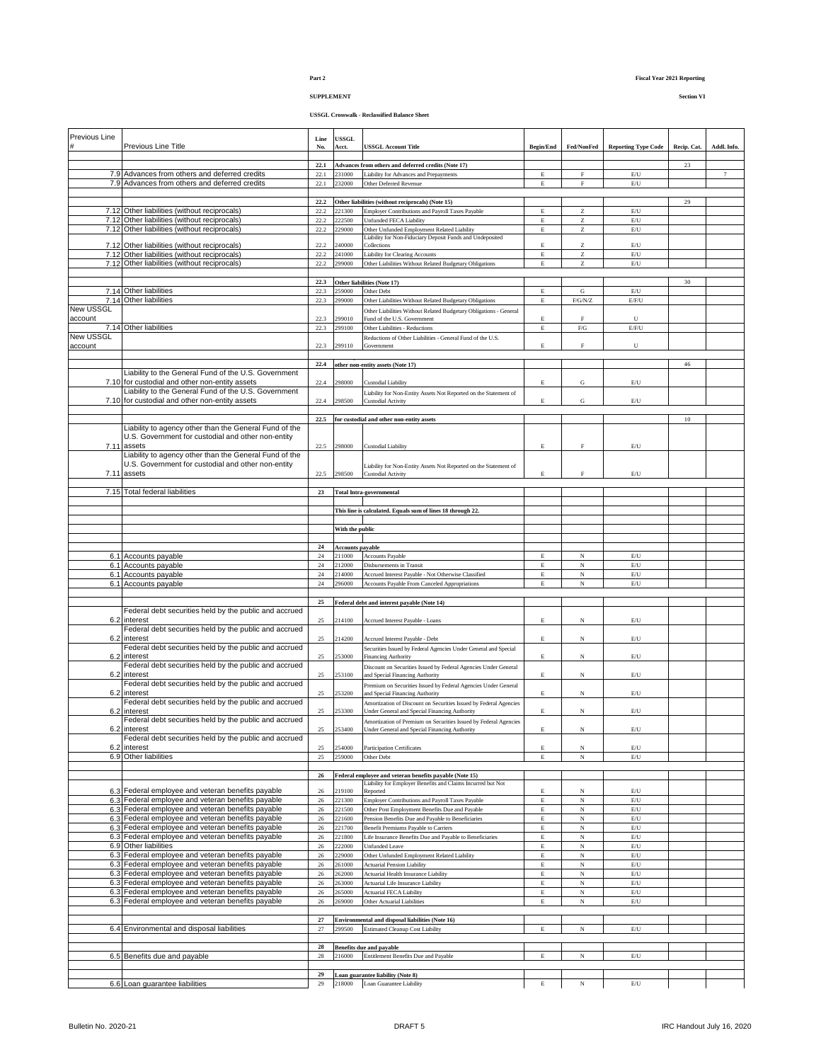Part 2

SUPPLEMENT

Fiscal Year 2021 Reporting

Section VI

USSGL Crosswalk - Reclassified Balance Sheet

| Previous Line # | Previous Line Title | Line No. | USSGL Acct. | USSGL Account Title | Begin/End | Fed/NonFed | Reporting Type Code | Recip. Cat. | Addl. Info. |
|---|---|---|---|---|---|---|---|---|---|
| | | **22.1** | | **Advances from others and deferred credits (Note 17)** | | | | 23 | |
| 7.9 | Advances from others and deferred credits | 22.1 | 231000 | Liability for Advances and Prepayments | E | F | E/U | | 7 |
| 7.9 | Advances from others and deferred credits | 22.1 | 232000 | Other Deferred Revenue | E | F | E/U | | |
| | | **22.2** | | **Other liabilities (without reciprocals) (Note 15)** | | | | 29 | |
| 7.12 | Other liabilities (without reciprocals) | 22.2 | 221300 | Employer Contributions and Payroll Taxes Payable | E | Z | E/U | | |
| 7.12 | Other liabilities (without reciprocals) | 22.2 | 222500 | Unfunded FECA Liability | E | Z | E/U | | |
| 7.12 | Other liabilities (without reciprocals) | 22.2 | 229000 | Other Unfunded Employment Related Liability | E | Z | E/U | | |
| 7.12 | Other liabilities (without reciprocals) | 22.2 | 240000 | Liability for Non-Fiduciary Deposit Funds and Undeposited Collections | E | Z | E/U | | |
| 7.12 | Other liabilities (without reciprocals) | 22.2 | 241000 | Liability for Clearing Accounts | E | Z | E/U | | |
| 7.12 | Other liabilities (without reciprocals) | 22.2 | 299000 | Other Liabilities Without Related Budgetary Obligations | E | Z | E/U | | |
| | | **22.3** | | **Other liabilities (Note 17)** | | | | 30 | |
| 7.14 | Other liabilities | 22.3 | 259000 | Other Debt | E | G | E/U | | |
| 7.14 | Other liabilities | 22.3 | 299000 | Other Liabilities Without Related Budgetary Obligations | E | F/G/N/Z | E/F/U | | |
| New USSGL account | | 22.3 | 299010 | Other Liabilities Without Related Budgetary Obligations - General Fund of the U.S. Government | E | F | U | | |
| 7.14 | Other liabilities | 22.3 | 299100 | Other Liabilities - Reductions | E | F/G | E/F/U | | |
| New USSGL account | | 22.3 | 299110 | Reductions of Other Liabilities - General Fund of the U.S. Government | E | F | U | | |
| | | **22.4** | | **other non-entity assets (Note 17)** | | | | 46 | |
| 7.10 | Liability to the General Fund of the U.S. Government for custodial and other non-entity assets | 22.4 | 298000 | Custodial Liability | E | G | E/U | | |
| 7.10 | Liability to the General Fund of the U.S. Government for custodial and other non-entity assets | 22.4 | 298500 | Liability for Non-Entity Assets Not Reported on the Statement of Custodial Activity | E | G | E/U | | |
| | | **22.5** | | **for custodial and other non-entity assets** | | | | 10 | |
| 7.11 | Liability to agency other than the General Fund of the U.S. Government for custodial and other non-entity assets | 22.5 | 298000 | Custodial Liability | E | F | E/U | | |
| 7.11 | Liability to agency other than the General Fund of the U.S. Government for custodial and other non-entity assets | 22.5 | 298500 | Liability for Non-Entity Assets Not Reported on the Statement of Custodial Activity | E | F | E/U | | |
| 7.15 | Total federal liabilities | **23** | | **Total Intra-governmental** | | | | | |
| | | | | **This line is calculated. Equals sum of lines 18 through 22.** | | | | | |
| | | | **With the public** | | | | | | |
| | | **24** | | **Accounts payable** | | | | | |
| 6.1 | Accounts payable | 24 | 211000 | Accounts Payable | E | N | E/U | | |
| 6.1 | Accounts payable | 24 | 212000 | Disbursements in Transit | E | N | E/U | | |
| 6.1 | Accounts payable | 24 | 214000 | Accrued Interest Payable - Not Otherwise Classified | E | N | E/U | | |
| 6.1 | Accounts payable | 24 | 296000 | Accounts Payable From Canceled Appropriations | E | N | E/U | | |
| | | **25** | | **Federal debt and interest payable (Note 14)** | | | | | |
| 6.2 | Federal debt securities held by the public and accrued interest | 25 | 214100 | Accrued Interest Payable - Loans | E | N | E/U | | |
| 6.2 | Federal debt securities held by the public and accrued interest | 25 | 214200 | Accrued Interest Payable - Debt | E | N | E/U | | |
| 6.2 | Federal debt securities held by the public and accrued interest | 25 | 253000 | Securities Issued by Federal Agencies Under General and Special Financing Authority | E | N | E/U | | |
| 6.2 | Federal debt securities held by the public and accrued interest | 25 | 253100 | Discount on Securities Issued by Federal Agencies Under General and Special Financing Authority | E | N | E/U | | |
| 6.2 | Federal debt securities held by the public and accrued interest | 25 | 253200 | Premium on Securities Issued by Federal Agencies Under General and Special Financing Authority | E | N | E/U | | |
| 6.2 | Federal debt securities held by the public and accrued interest | 25 | 253300 | Amortization of Discount on Securities Issued by Federal Agencies Under General and Special Financing Authority | E | N | E/U | | |
| 6.2 | Federal debt securities held by the public and accrued interest | 25 | 253400 | Amortization of Premium on Securities Issued by Federal Agencies Under General and Special Financing Authority | E | N | E/U | | |
| 6.2 | Federal debt securities held by the public and accrued interest | 25 | 254000 | Participation Certificates | E | N | E/U | | |
| 6.9 | Other liabilities | 25 | 259000 | Other Debt | E | N | E/U | | |
| | | **26** | | **Federal employee and veteran benefits payable (Note 15)** | | | | | |
| 6.3 | Federal employee and veteran benefits payable | 26 | 219100 | Liability for Employer Benefits and Claims Incurred but Not Reported | E | N | E/U | | |
| 6.3 | Federal employee and veteran benefits payable | 26 | 221300 | Employer Contributions and Payroll Taxes Payable | E | N | E/U | | |
| 6.3 | Federal employee and veteran benefits payable | 26 | 221500 | Other Post Employment Benefits Due and Payable | E | N | E/U | | |
| 6.3 | Federal employee and veteran benefits payable | 26 | 221600 | Pension Benefits Due and Payable to Beneficiaries | E | N | E/U | | |
| 6.3 | Federal employee and veteran benefits payable | 26 | 221700 | Benefit Premiums Payable to Carriers | E | N | E/U | | |
| 6.3 | Federal employee and veteran benefits payable | 26 | 221800 | Life Insurance Benefits Due and Payable to Beneficiaries | E | N | E/U | | |
| 6.9 | Other liabilities | 26 | 222000 | Unfunded Leave | E | N | E/U | | |
| 6.3 | Federal employee and veteran benefits payable | 26 | 229000 | Other Unfunded Employment Related Liability | E | N | E/U | | |
| 6.3 | Federal employee and veteran benefits payable | 26 | 261000 | Actuarial Pension Liability | E | N | E/U | | |
| 6.3 | Federal employee and veteran benefits payable | 26 | 262000 | Actuarial Health Insurance Liability | E | N | E/U | | |
| 6.3 | Federal employee and veteran benefits payable | 26 | 263000 | Actuarial Life Insurance Liability | E | N | E/U | | |
| 6.3 | Federal employee and veteran benefits payable | 26 | 265000 | Actuarial FECA Liability | E | N | E/U | | |
| 6.3 | Federal employee and veteran benefits payable | 26 | 269000 | Other Actuarial Liabilities | E | N | E/U | | |
| | | **27** | | **Environmental and disposal liabilities (Note 16)** | | | | | |
| 6.4 | Environmental and disposal liabilities | 27 | 299500 | Estimated Cleanup Cost Liability | E | N | E/U | | |
| | | **28** | | **Benefits due and payable** | | | | | |
| 6.5 | Benefits due and payable | 28 | 216000 | Entitlement Benefits Due and Payable | E | N | E/U | | |
| | | **29** | | **Loan guarantee liability (Note 8)** | | | | | |
| 6.6 | Loan guarantee liabilities | 29 | 218000 | Loan Guarantee Liability | E | N | E/U | | |

Bulletin No. 2020-21 DRAFT 5 IRC Handout July 16, 2020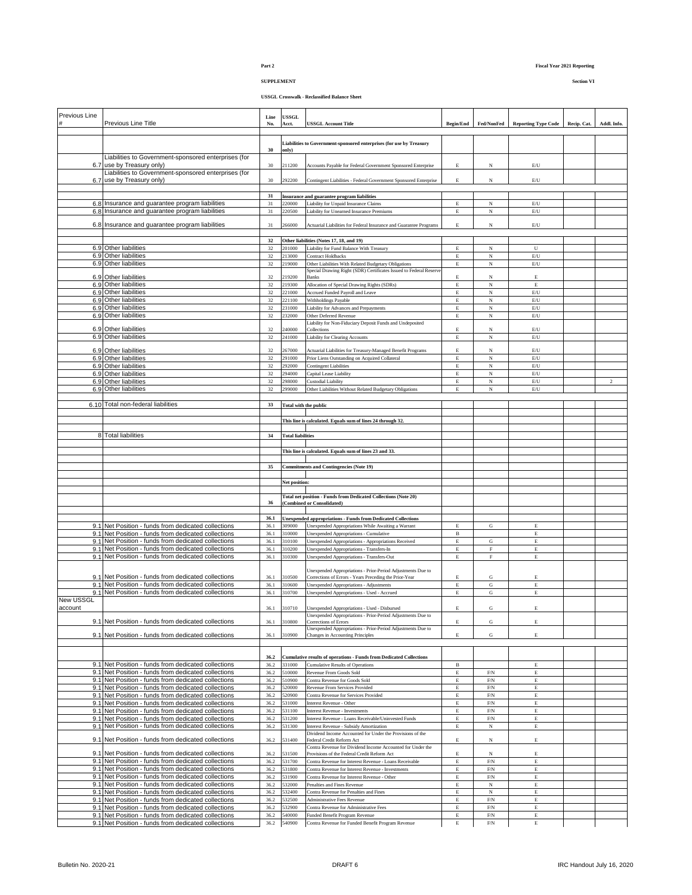**Part 2** **Fiscal Year 2021 Reporting**

**SUPPLEMENT** **Section VI**

**USSGL Crosswalk - Reclassified Balance Sheet**

| Previous Line # | Previous Line Title | Line No. | USSGL Acct. | USSGL Account Title | Begin/End | Fed/NonFed | Reporting Type Code | Recip. Cat. | Addl. Info. |
|---|---|---|---|---|---|---|---|---|---|
| | | 30 | | **Liabilities to Government-sponsored enterprises (for use by Treasury only)** | | | | | |
| 6.7 | Liabilities to Government-sponsored enterprises (for use by Treasury only) | 30 | 211200 | Accounts Payable for Federal Government Sponsored Enterprise | E | N | E/U | | |
| 6.7 | Liabilities to Government-sponsored enterprises (for use by Treasury only) | 30 | 292200 | Contingent Liabilities - Federal Government Sponsored Enterprise | E | N | E/U | | |
| | | 31 | | **Insurance and guarantee program liabilities** | | | | | |
| 6.8 | Insurance and guarantee program liabilities | 31 | 220000 | Liability for Unpaid Insurance Claims | E | N | E/U | | |
| 6.8 | Insurance and guarantee program liabilities | 31 | 220500 | Liability for Unearned Insurance Premiums | E | N | E/U | | |
| 6.8 | Insurance and guarantee program liabilities | 31 | 266000 | Actuarial Liabilities for Federal Insurance and Guarantee Programs | E | N | E/U | | |
| | | 32 | | **Other liabilities (Notes 17, 18, and 19)** | | | | | |
| 6.9 | Other liabilities | 32 | 201000 | Liability for Fund Balance With Treasury | E | N | U | | |
| 6.9 | Other liabilities | 32 | 213000 | Contract Holdbacks | E | N | E/U | | |
| 6.9 | Other liabilities | 32 | 219000 | Other Liabilities With Related Budgetary Obligations | E | N | E/U | | |
| 6.9 | Other liabilities | 32 | 219200 | Special Drawing Right (SDR) Certificates Issued to Federal Reserve Banks | E | N | E | | |
| 6.9 | Other liabilities | 32 | 219300 | Allocation of Special Drawing Rights (SDRs) | E | N | E | | |
| 6.9 | Other liabilities | 32 | 221000 | Accrued Funded Payroll and Leave | E | N | E/U | | |
| 6.9 | Other liabilities | 32 | 221100 | Withholdings Payable | E | N | E/U | | |
| 6.9 | Other liabilities | 32 | 231000 | Liability for Advances and Prepayments | E | N | E/U | | |
| 6.9 | Other liabilities | 32 | 232000 | Other Deferred Revenue | E | N | E/U | | |
| 6.9 | Other liabilities | 32 | 240000 | Liability for Non-Fiduciary Deposit Funds and Undeposited Collections | E | N | E/U | | |
| 6.9 | Other liabilities | 32 | 241000 | Liability for Clearing Accounts | E | N | E/U | | |
| 6.9 | Other liabilities | 32 | 267000 | Actuarial Liabilities for Treasury-Managed Benefit Programs | E | N | E/U | | |
| 6.9 | Other liabilities | 32 | 291000 | Prior Liens Outstanding on Acquired Collateral | E | N | E/U | | |
| 6.9 | Other liabilities | 32 | 292000 | Contingent Liabilities | E | N | E/U | | |
| 6.9 | Other liabilities | 32 | 294000 | Capital Lease Liability | E | N | E/U | | |
| 6.9 | Other liabilities | 32 | 298000 | Custodial Liability | E | N | E/U | | 2 |
| 6.9 | Other liabilities | 32 | 299000 | Other Liabilities Without Related Budgetary Obligations | E | N | E/U | | |
| 6.10 | Total non-federal liabilities | 33 | | **Total with the public** | | | | | |
| | | | | **This line is calculated. Equals sum of lines 24 through 32.** | | | | | |
| 8 | Total liabilities | 34 | | **Total liabilities** | | | | | |
| | | | | **This line is calculated. Equals sum of lines 23 and 33.** | | | | | |
| | | 35 | | **Commitments and Contingencies (Note 19)** | | | | | |
| | | | | **Net position:** | | | | | |
| | | 36 | | **Total net position - Funds from Dedicated Collections (Note 20) (Combined or Consolidated)** | | | | | |
| | | 36.1 | | **Unexpended appropriations - Funds from Dedicated Collections** | | | | | |
| 9.1 | Net Position - funds from dedicated collections | 36.1 | 309000 | Unexpended Appropriations While Awaiting a Warrant | E | G | E | | |
| 9.1 | Net Position - funds from dedicated collections | 36.1 | 310000 | Unexpended Appropriations - Cumulative | B | | E | | |
| 9.1 | Net Position - funds from dedicated collections | 36.1 | 310100 | Unexpended Appropriations - Appropriations Received | E | G | E | | |
| 9.1 | Net Position - funds from dedicated collections | 36.1 | 310200 | Unexpended Appropriations - Transfers-In | E | F | E | | |
| 9.1 | Net Position - funds from dedicated collections | 36.1 | 310300 | Unexpended Appropriations - Transfers-Out | E | F | E | | |
| 9.1 | Net Position - funds from dedicated collections | 36.1 | 310500 | Unexpended Appropriations - Prior-Period Adjustments Due to Corrections of Errors - Years Preceding the Prior-Year | E | G | E | | |
| 9.1 | Net Position - funds from dedicated collections | 36.1 | 310600 | Unexpended Appropriations - Adjustments | E | G | E | | |
| 9.1 | Net Position - funds from dedicated collections | 36.1 | 310700 | Unexpended Appropriations - Used - Accrued | E | G | E | | |
| New USSGL account | | 36.1 | 310710 | Unexpended Appropriations - Used - Disbursed | E | G | E | | |
| 9.1 | Net Position - funds from dedicated collections | 36.1 | 310800 | Unexpended Appropriations - Prior-Period Adjustments Due to Corrections of Errors | E | G | E | | |
| 9.1 | Net Position - funds from dedicated collections | 36.1 | 310900 | Unexpended Appropriations - Prior-Period Adjustments Due to Changes in Accounting Principles | E | G | E | | |
| | | 36.2 | | **Cumulative results of operations - Funds from Dedicated Collections** | | | | | |
| 9.1 | Net Position - funds from dedicated collections | 36.2 | 331000 | Cumulative Results of Operations | B | | E | | |
| 9.1 | Net Position - funds from dedicated collections | 36.2 | 510000 | Revenue From Goods Sold | E | F/N | E | | |
| 9.1 | Net Position - funds from dedicated collections | 36.2 | 510900 | Contra Revenue for Goods Sold | E | F/N | E | | |
| 9.1 | Net Position - funds from dedicated collections | 36.2 | 520000 | Revenue From Services Provided | E | F/N | E | | |
| 9.1 | Net Position - funds from dedicated collections | 36.2 | 520900 | Contra Revenue for Services Provided | E | F/N | E | | |
| 9.1 | Net Position - funds from dedicated collections | 36.2 | 531000 | Interest Revenue - Other | E | F/N | E | | |
| 9.1 | Net Position - funds from dedicated collections | 36.2 | 531100 | Interest Revenue - Investments | E | F/N | E | | |
| 9.1 | Net Position - funds from dedicated collections | 36.2 | 531200 | Interest Revenue - Loans Receivable/Uninvested Funds | E | F/N | E | | |
| 9.1 | Net Position - funds from dedicated collections | 36.2 | 531300 | Interest Revenue - Subsidy Amortization | E | N | E | | |
| 9.1 | Net Position - funds from dedicated collections | 36.2 | 531400 | Dividend Income Accounted for Under the Provisions of the Federal Credit Reform Act | E | N | E | | |
| 9.1 | Net Position - funds from dedicated collections | 36.2 | 531500 | Contra Revenue for Dividend Income Accounted for Under the Provisions of the Federal Credit Reform Act | E | N | E | | |
| 9.1 | Net Position - funds from dedicated collections | 36.2 | 531700 | Contra Revenue for Interest Revenue - Loans Receivable | E | F/N | E | | |
| 9.1 | Net Position - funds from dedicated collections | 36.2 | 531800 | Contra Revenue for Interest Revenue - Investments | E | F/N | E | | |
| 9.1 | Net Position - funds from dedicated collections | 36.2 | 531900 | Contra Revenue for Interest Revenue - Other | E | F/N | E | | |
| 9.1 | Net Position - funds from dedicated collections | 36.2 | 532000 | Penalties and Fines Revenue | E | N | E | | |
| 9.1 | Net Position - funds from dedicated collections | 36.2 | 532400 | Contra Revenue for Penalties and Fines | E | N | E | | |
| 9.1 | Net Position - funds from dedicated collections | 36.2 | 532500 | Administrative Fees Revenue | E | F/N | E | | |
| 9.1 | Net Position - funds from dedicated collections | 36.2 | 532900 | Contra Revenue for Administrative Fees | E | F/N | E | | |
| 9.1 | Net Position - funds from dedicated collections | 36.2 | 540000 | Funded Benefit Program Revenue | E | F/N | E | | |
| 9.1 | Net Position - funds from dedicated collections | 36.2 | 540900 | Contra Revenue for Funded Benefit Program Revenue | E | F/N | E | | |

Bulletin No. 2020-21 DRAFT 6 IRC Handout July 16, 2020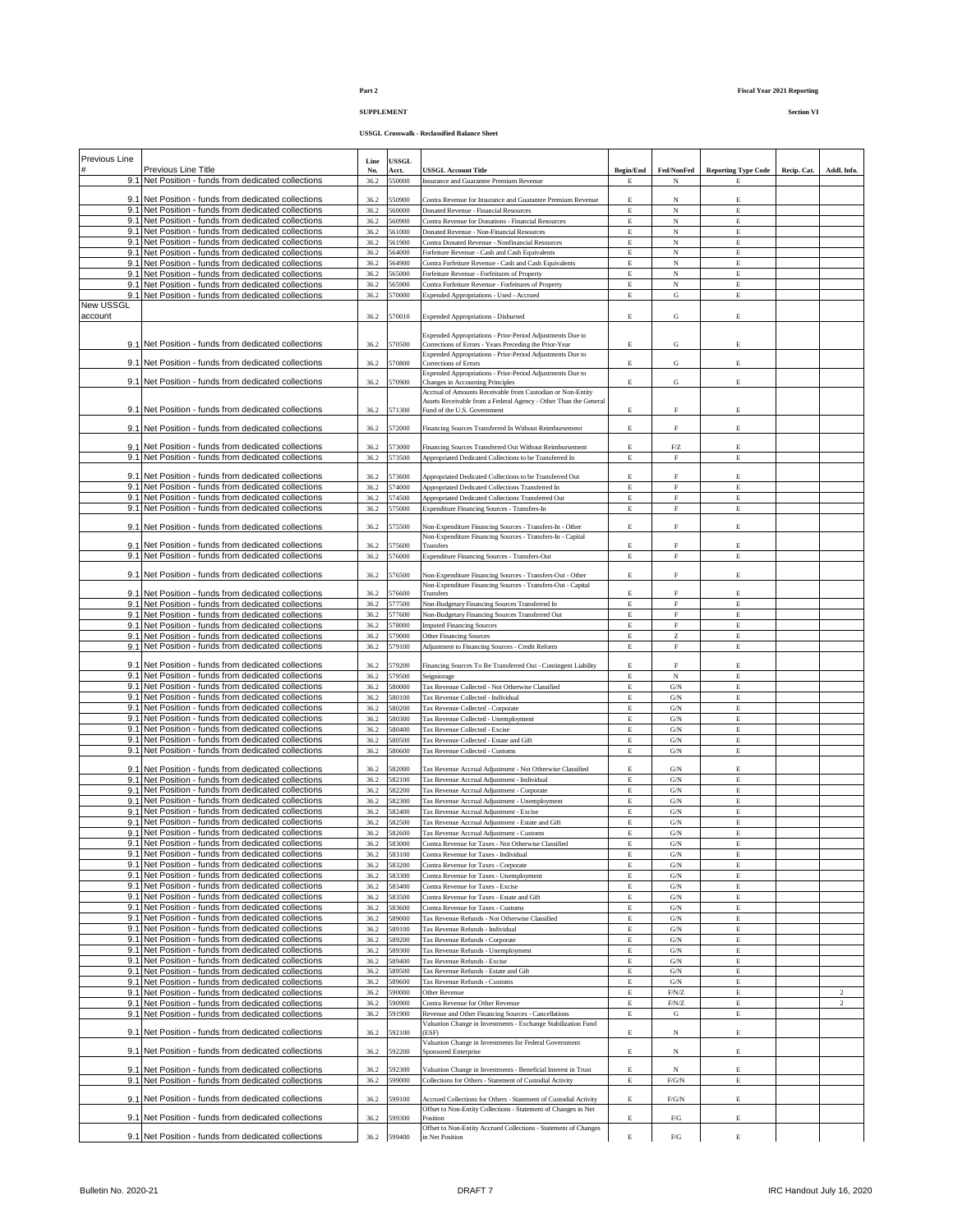**Part 2** | **Fiscal Year 2021 Reporting**

**SUPPLEMENT** | **Section VI**

**USSGL Crosswalk - Reclassified Balance Sheet**

| Previous Line # | Previous Line Title | Line No. | USSGL Acct. | USSGL Account Title | Begin/End | Fed/NonFed | Reporting Type Code | Recip. Cat. | Addl. Info. |
|---|---|---|---|---|---|---|---|---|---|
| 9.1 | Net Position - funds from dedicated collections | 36.2 | 550000 | Insurance and Guarantee Premium Revenue | E | N | E | | |
| 9.1 | Net Position - funds from dedicated collections | 36.2 | 550900 | Contra Revenue for Insurance and Guarantee Premium Revenue | E | N | E | | |
| 9.1 | Net Position - funds from dedicated collections | 36.2 | 560000 | Donated Revenue - Financial Resources | E | N | E | | |
| 9.1 | Net Position - funds from dedicated collections | 36.2 | 560900 | Contra Revenue for Donations - Financial Resources | E | N | E | | |
| 9.1 | Net Position - funds from dedicated collections | 36.2 | 561000 | Donated Revenue - Non-Financial Resources | E | N | E | | |
| 9.1 | Net Position - funds from dedicated collections | 36.2 | 561900 | Contra Donated Revenue - Nonfinancial Resources | E | N | E | | |
| 9.1 | Net Position - funds from dedicated collections | 36.2 | 564000 | Forfeiture Revenue - Cash and Cash Equivalents | E | N | E | | |
| 9.1 | Net Position - funds from dedicated collections | 36.2 | 564900 | Contra Forfeiture Revenue - Cash and Cash Equivalents | E | N | E | | |
| 9.1 | Net Position - funds from dedicated collections | 36.2 | 565000 | Forfeiture Revenue - Forfeitures of Property | E | N | E | | |
| 9.1 | Net Position - funds from dedicated collections | 36.2 | 565900 | Contra Forfeiture Revenue - Forfeitures of Property | E | N | E | | |
| 9.1 | Net Position - funds from dedicated collections | 36.2 | 570000 | Expended Appropriations - Used - Accrued | E | G | E | | |
| New USSGL account | | 36.2 | 570010 | Expended Appropriations - Disbursed | E | G | E | | |
| 9.1 | Net Position - funds from dedicated collections | 36.2 | 570500 | Expended Appropriations - Prior-Period Adjustments Due to Corrections of Errors - Years Preceding the Prior-Year | E | G | E | | |
| 9.1 | Net Position - funds from dedicated collections | 36.2 | 570800 | Expended Appropriations - Prior-Period Adjustments Due to Corrections of Errors | E | G | E | | |
| 9.1 | Net Position - funds from dedicated collections | 36.2 | 570900 | Expended Appropriations - Prior-Period Adjustments Due to Changes in Accounting Principles | E | G | E | | |
| 9.1 | Net Position - funds from dedicated collections | 36.2 | 571300 | Accrual of Amounts Receivable from Custodian or Non-Entity Assets Receivable from a Federal Agency - Other Than the General Fund of the U.S. Government | E | F | E | | |
| 9.1 | Net Position - funds from dedicated collections | 36.2 | 572000 | Financing Sources Transferred In Without Reimbursement | E | F | E | | |
| 9.1 | Net Position - funds from dedicated collections | 36.2 | 573000 | Financing Sources Transferred Out Without Reimbursement | E | F/Z | E | | |
| 9.1 | Net Position - funds from dedicated collections | 36.2 | 573500 | Appropriated Dedicated Collections to be Transferred In | E | F | E | | |
| 9.1 | Net Position - funds from dedicated collections | 36.2 | 573600 | Appropriated Dedicated Collections to be Transferred Out | E | F | E | | |
| 9.1 | Net Position - funds from dedicated collections | 36.2 | 574000 | Appropriated Dedicated Collections Transferred In | E | F | E | | |
| 9.1 | Net Position - funds from dedicated collections | 36.2 | 574500 | Appropriated Dedicated Collections Transferred Out | E | F | E | | |
| 9.1 | Net Position - funds from dedicated collections | 36.2 | 575000 | Expenditure Financing Sources - Transfers-In | E | F | E | | |
| 9.1 | Net Position - funds from dedicated collections | 36.2 | 575500 | Non-Expenditure Financing Sources - Transfers-In - Other | E | F | E | | |
| 9.1 | Net Position - funds from dedicated collections | 36.2 | 575600 | Non-Expenditure Financing Sources - Transfers-In - Capital Transfers | E | F | E | | |
| 9.1 | Net Position - funds from dedicated collections | 36.2 | 576000 | Expenditure Financing Sources - Transfers-Out | E | F | E | | |
| 9.1 | Net Position - funds from dedicated collections | 36.2 | 576500 | Non-Expenditure Financing Sources - Transfers-Out - Other | E | F | E | | |
| 9.1 | Net Position - funds from dedicated collections | 36.2 | 576600 | Non-Expenditure Financing Sources - Transfers-Out - Capital Transfers | E | F | E | | |
| 9.1 | Net Position - funds from dedicated collections | 36.2 | 577500 | Non-Budgetary Financing Sources Transferred In | E | F | E | | |
| 9.1 | Net Position - funds from dedicated collections | 36.2 | 577600 | Non-Budgetary Financing Sources Transferred Out | E | F | E | | |
| 9.1 | Net Position - funds from dedicated collections | 36.2 | 578000 | Imputed Financing Sources | E | F | E | | |
| 9.1 | Net Position - funds from dedicated collections | 36.2 | 579000 | Other Financing Sources | E | Z | E | | |
| 9.1 | Net Position - funds from dedicated collections | 36.2 | 579100 | Adjustment to Financing Sources - Credit Reform | E | F | E | | |
| 9.1 | Net Position - funds from dedicated collections | 36.2 | 579200 | Financing Sources To Be Transferred Out - Contingent Liability | E | F | E | | |
| 9.1 | Net Position - funds from dedicated collections | 36.2 | 579500 | Seigniorage | E | N | E | | |
| 9.1 | Net Position - funds from dedicated collections | 36.2 | 580000 | Tax Revenue Collected - Not Otherwise Classified | E | G/N | E | | |
| 9.1 | Net Position - funds from dedicated collections | 36.2 | 580100 | Tax Revenue Collected - Individual | E | G/N | E | | |
| 9.1 | Net Position - funds from dedicated collections | 36.2 | 580200 | Tax Revenue Collected - Corporate | E | G/N | E | | |
| 9.1 | Net Position - funds from dedicated collections | 36.2 | 580300 | Tax Revenue Collected - Unemployment | E | G/N | E | | |
| 9.1 | Net Position - funds from dedicated collections | 36.2 | 580400 | Tax Revenue Collected - Excise | E | G/N | E | | |
| 9.1 | Net Position - funds from dedicated collections | 36.2 | 580500 | Tax Revenue Collected - Estate and Gift | E | G/N | E | | |
| 9.1 | Net Position - funds from dedicated collections | 36.2 | 580600 | Tax Revenue Collected - Customs | E | G/N | E | | |
| 9.1 | Net Position - funds from dedicated collections | 36.2 | 582000 | Tax Revenue Accrual Adjustment - Not Otherwise Classified | E | G/N | E | | |
| 9.1 | Net Position - funds from dedicated collections | 36.2 | 582100 | Tax Revenue Accrual Adjustment - Individual | E | G/N | E | | |
| 9.1 | Net Position - funds from dedicated collections | 36.2 | 582200 | Tax Revenue Accrual Adjustment - Corporate | E | G/N | E | | |
| 9.1 | Net Position - funds from dedicated collections | 36.2 | 582300 | Tax Revenue Accrual Adjustment - Unemployment | E | G/N | E | | |
| 9.1 | Net Position - funds from dedicated collections | 36.2 | 582400 | Tax Revenue Accrual Adjustment - Excise | E | G/N | E | | |
| 9.1 | Net Position - funds from dedicated collections | 36.2 | 582500 | Tax Revenue Accrual Adjustment - Estate and Gift | E | G/N | E | | |
| 9.1 | Net Position - funds from dedicated collections | 36.2 | 582600 | Tax Revenue Accrual Adjustment - Customs | E | G/N | E | | |
| 9.1 | Net Position - funds from dedicated collections | 36.2 | 583000 | Contra Revenue for Taxes - Not Otherwise Classified | E | G/N | E | | |
| 9.1 | Net Position - funds from dedicated collections | 36.2 | 583100 | Contra Revenue for Taxes - Individual | E | G/N | E | | |
| 9.1 | Net Position - funds from dedicated collections | 36.2 | 583200 | Contra Revenue for Taxes - Corporate | E | G/N | E | | |
| 9.1 | Net Position - funds from dedicated collections | 36.2 | 583300 | Contra Revenue for Taxes - Unemployment | E | G/N | E | | |
| 9.1 | Net Position - funds from dedicated collections | 36.2 | 583400 | Contra Revenue for Taxes - Excise | E | G/N | E | | |
| 9.1 | Net Position - funds from dedicated collections | 36.2 | 583500 | Contra Revenue for Taxes - Estate and Gift | E | G/N | E | | |
| 9.1 | Net Position - funds from dedicated collections | 36.2 | 583600 | Contra Revenue for Taxes - Customs | E | G/N | E | | |
| 9.1 | Net Position - funds from dedicated collections | 36.2 | 589000 | Tax Revenue Refunds - Not Otherwise Classified | E | G/N | E | | |
| 9.1 | Net Position - funds from dedicated collections | 36.2 | 589100 | Tax Revenue Refunds - Individual | E | G/N | E | | |
| 9.1 | Net Position - funds from dedicated collections | 36.2 | 589200 | Tax Revenue Refunds - Corporate | E | G/N | E | | |
| 9.1 | Net Position - funds from dedicated collections | 36.2 | 589300 | Tax Revenue Refunds - Unemployment | E | G/N | E | | |
| 9.1 | Net Position - funds from dedicated collections | 36.2 | 589400 | Tax Revenue Refunds - Excise | E | G/N | E | | |
| 9.1 | Net Position - funds from dedicated collections | 36.2 | 589500 | Tax Revenue Refunds - Estate and Gift | E | G/N | E | | |
| 9.1 | Net Position - funds from dedicated collections | 36.2 | 589600 | Tax Revenue Refunds - Customs | E | G/N | E | | |
| 9.1 | Net Position - funds from dedicated collections | 36.2 | 590000 | Other Revenue | E | F/N/Z | E | | 2 |
| 9.1 | Net Position - funds from dedicated collections | 36.2 | 590900 | Contra Revenue for Other Revenue | E | F/N/Z | E | | 2 |
| 9.1 | Net Position - funds from dedicated collections | 36.2 | 591900 | Revenue and Other Financing Sources - Cancellations | E | G | E | | |
| 9.1 | Net Position - funds from dedicated collections | 36.2 | 592100 | Valuation Change in Investments - Exchange Stabilization Fund (ESF) | E | N | E | | |
| 9.1 | Net Position - funds from dedicated collections | 36.2 | 592200 | Valuation Change in Investments for Federal Government Sponsored Enterprise | E | N | E | | |
| 9.1 | Net Position - funds from dedicated collections | 36.2 | 592300 | Valuation Change in Investments - Beneficial Interest in Trust | E | N | E | | |
| 9.1 | Net Position - funds from dedicated collections | 36.2 | 599000 | Collections for Others - Statement of Custodial Activity | E | F/G/N | E | | |
| 9.1 | Net Position - funds from dedicated collections | 36.2 | 599100 | Accrued Collections for Others - Statement of Custodial Activity | E | F/G/N | E | | |
| 9.1 | Net Position - funds from dedicated collections | 36.2 | 599300 | Offset to Non-Entity Collections - Statement of Changes in Net Position | E | F/G | E | | |
| 9.1 | Net Position - funds from dedicated collections | 36.2 | 599400 | Offset to Non-Entity Accrued Collections - Statement of Changes in Net Position | E | F/G | E | | |

Bulletin No. 2020-21 | DRAFT 7 | IRC Handout July 16, 2020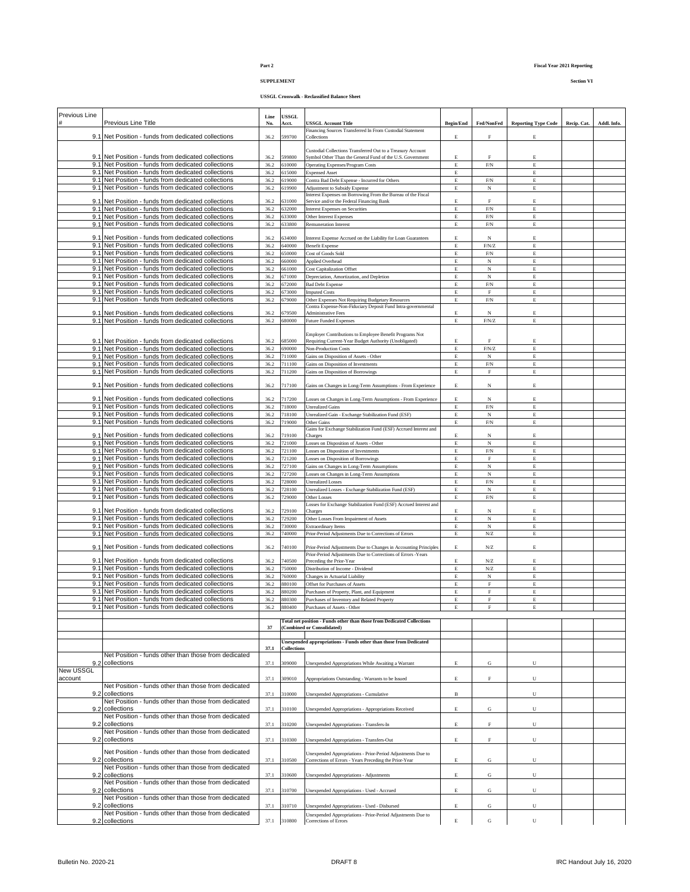**Part 2**

**Fiscal Year 2021 Reporting**

**SUPPLEMENT**

**Section VI**

**USSGL Crosswalk - Reclassified Balance Sheet**

| Previous Line # | Previous Line Title | Line No. | USSGL Acct. | USSGL Account Title | Begin/End | Fed/NonFed | Reporting Type Code | Recip. Cat. | Addl. Info. |
|---|---|---|---|---|---|---|---|---|---|
| 9.1 | Net Position - funds from dedicated collections | 36.2 | 599700 | Financing Sources Transferred In From Custodial Statement Collections | E | F | E | | |
| 9.1 | Net Position - funds from dedicated collections | 36.2 | 599800 | Custodial Collections Transferred Out to a Treasury Account Symbol Other Than the General Fund of the U.S. Government | E | F | E | | |
| 9.1 | Net Position - funds from dedicated collections | 36.2 | 610000 | Operating Expenses/Program Costs | E | F/N | E | | |
| 9.1 | Net Position - funds from dedicated collections | 36.2 | 615000 | Expensed Asset | E | | E | | |
| 9.1 | Net Position - funds from dedicated collections | 36.2 | 619000 | Contra Bad Debt Expense - Incurred for Others | E | F/N | E | | |
| 9.1 | Net Position - funds from dedicated collections | 36.2 | 619900 | Adjustment to Subsidy Expense | E | N | E | | |
| 9.1 | Net Position - funds from dedicated collections | 36.2 | 631000 | Interest Expenses on Borrowing From the Bureau of the Fiscal Service and/or the Federal Financing Bank | E | F | E | | |
| 9.1 | Net Position - funds from dedicated collections | 36.2 | 632000 | Interest Expenses on Securities | E | F/N | E | | |
| 9.1 | Net Position - funds from dedicated collections | 36.2 | 633000 | Other Interest Expenses | E | F/N | E | | |
| 9.1 | Net Position - funds from dedicated collections | 36.2 | 633800 | Remuneration Interest | E | F/N | E | | |
| 9.1 | Net Position - funds from dedicated collections | 36.2 | 634000 | Interest Expense Accrued on the Liability for Loan Guarantees | E | N | E | | |
| 9.1 | Net Position - funds from dedicated collections | 36.2 | 640000 | Benefit Expense | E | F/N/Z | E | | |
| 9.1 | Net Position - funds from dedicated collections | 36.2 | 650000 | Cost of Goods Sold | E | F/N | E | | |
| 9.1 | Net Position - funds from dedicated collections | 36.2 | 660000 | Applied Overhead | E | N | E | | |
| 9.1 | Net Position - funds from dedicated collections | 36.2 | 661000 | Cost Capitalization Offset | E | N | E | | |
| 9.1 | Net Position - funds from dedicated collections | 36.2 | 671000 | Depreciation, Amortization, and Depletion | E | N | E | | |
| 9.1 | Net Position - funds from dedicated collections | 36.2 | 672000 | Bad Debt Expense | E | F/N | E | | |
| 9.1 | Net Position - funds from dedicated collections | 36.2 | 673000 | Imputed Costs | E | F | E | | |
| 9.1 | Net Position - funds from dedicated collections | 36.2 | 679000 | Other Expenses Not Requiring Budgetary Resources | E | F/N | E | | |
| 9.1 | Net Position - funds from dedicated collections | 36.2 | 679500 | Contra Expense-Non-Fiduciary Deposit Fund Intra-governmental Administrative Fees | E | N | E | | |
| 9.1 | Net Position - funds from dedicated collections | 36.2 | 680000 | Future Funded Expenses | E | F/N/Z | E | | |
| 9.1 | Net Position - funds from dedicated collections | 36.2 | 685000 | Employer Contributions to Employee Benefit Programs Not Requiring Current-Year Budget Authority (Unobligated) | E | F | E | | |
| 9.1 | Net Position - funds from dedicated collections | 36.2 | 690000 | Non-Production Costs | E | F/N/Z | E | | |
| 9.1 | Net Position - funds from dedicated collections | 36.2 | 711000 | Gains on Disposition of Assets - Other | E | N | E | | |
| 9.1 | Net Position - funds from dedicated collections | 36.2 | 711100 | Gains on Disposition of Investments | E | F/N | E | | |
| 9.1 | Net Position - funds from dedicated collections | 36.2 | 711200 | Gains on Disposition of Borrowings | E | F | E | | |
| 9.1 | Net Position - funds from dedicated collections | 36.2 | 717100 | Gains on Changes in Long-Term Assumptions - From Experience | E | N | E | | |
| 9.1 | Net Position - funds from dedicated collections | 36.2 | 717200 | Losses on Changes in Long-Term Assumptions - From Experience | E | N | E | | |
| 9.1 | Net Position - funds from dedicated collections | 36.2 | 718000 | Unrealized Gains | E | F/N | E | | |
| 9.1 | Net Position - funds from dedicated collections | 36.2 | 718100 | Unrealized Gain - Exchange Stabilization Fund (ESF) | E | N | E | | |
| 9.1 | Net Position - funds from dedicated collections | 36.2 | 719000 | Other Gains | E | F/N | E | | |
| 9.1 | Net Position - funds from dedicated collections | 36.2 | 719100 | Gains for Exchange Stabilization Fund (ESF) Accrued Interest and Charges | E | N | E | | |
| 9.1 | Net Position - funds from dedicated collections | 36.2 | 721000 | Losses on Disposition of Assets - Other | E | N | E | | |
| 9.1 | Net Position - funds from dedicated collections | 36.2 | 721100 | Losses on Disposition of Investments | E | F/N | E | | |
| 9.1 | Net Position - funds from dedicated collections | 36.2 | 721200 | Losses on Disposition of Borrowings | E | F | E | | |
| 9.1 | Net Position - funds from dedicated collections | 36.2 | 727100 | Gains on Changes in Long-Term Assumptions | E | N | E | | |
| 9.1 | Net Position - funds from dedicated collections | 36.2 | 727200 | Losses on Changes in Long-Term Assumptions | E | N | E | | |
| 9.1 | Net Position - funds from dedicated collections | 36.2 | 728000 | Unrealized Losses | E | F/N | E | | |
| 9.1 | Net Position - funds from dedicated collections | 36.2 | 728100 | Unrealized Losses - Exchange Stabilization Fund (ESF) | E | N | E | | |
| 9.1 | Net Position - funds from dedicated collections | 36.2 | 729000 | Other Losses | E | F/N | E | | |
| 9.1 | Net Position - funds from dedicated collections | 36.2 | 729100 | Losses for Exchange Stabilization Fund (ESF) Accrued Interest and Charges | E | N | E | | |
| 9.1 | Net Position - funds from dedicated collections | 36.2 | 729200 | Other Losses From Impairment of Assets | E | N | E | | |
| 9.1 | Net Position - funds from dedicated collections | 36.2 | 730000 | Extraordinary Items | E | N | E | | |
| 9.1 | Net Position - funds from dedicated collections | 36.2 | 740000 | Prior-Period Adjustments Due to Corrections of Errors | E | N/Z | E | | |
| 9.1 | Net Position - funds from dedicated collections | 36.2 | 740100 | Prior-Period Adjustments Due to Changes in Accounting Principles | E | N/Z | E | | |
| 9.1 | Net Position - funds from dedicated collections | 36.2 | 740500 | Prior-Period Adjustments Due to Corrections of Errors -Years Preceding the Prior-Year | E | N/Z | E | | |
| 9.1 | Net Position - funds from dedicated collections | 36.2 | 750000 | Distribution of Income - Dividend | E | N/Z | E | | |
| 9.1 | Net Position - funds from dedicated collections | 36.2 | 760000 | Changes in Actuarial Liability | E | N | E | | |
| 9.1 | Net Position - funds from dedicated collections | 36.2 | 880100 | Offset for Purchases of Assets | E | F | E | | |
| 9.1 | Net Position - funds from dedicated collections | 36.2 | 880200 | Purchases of Property, Plant, and Equipment | E | F | E | | |
| 9.1 | Net Position - funds from dedicated collections | 36.2 | 880300 | Purchases of Inventory and Related Property | E | F | E | | |
| 9.1 | Net Position - funds from dedicated collections | 36.2 | 880400 | Purchases of Assets - Other | E | F | E | | |
| | | | | | | | | | |
| | | **37** | | **Total net position - Funds other than those from Dedicated Collections (Combined or Consolidated)** | | | | | |
| | | | | | | | | | |
| | | **37.1** | **Unexpended appropriations - Funds other than those from Dedicated Collections** | | | | | | |
| 9.2 | Net Position - funds other than those from dedicated collections | 37.1 | 309000 | Unexpended Appropriations While Awaiting a Warrant | E | G | U | | |
| New USSGL account | | 37.1 | 309010 | Appropriations Outstanding - Warrants to be Issued | E | F | U | | |
| 9.2 | Net Position - funds other than those from dedicated collections | 37.1 | 310000 | Unexpended Appropriations - Cumulative | B | | U | | |
| 9.2 | Net Position - funds other than those from dedicated collections | 37.1 | 310100 | Unexpended Appropriations - Appropriations Received | E | G | U | | |
| 9.2 | Net Position - funds other than those from dedicated collections | 37.1 | 310200 | Unexpended Appropriations - Transfers-In | E | F | U | | |
| 9.2 | Net Position - funds other than those from dedicated collections | 37.1 | 310300 | Unexpended Appropriations - Transfers-Out | E | F | U | | |
| 9.2 | Net Position - funds other than those from dedicated collections | 37.1 | 310500 | Unexpended Appropriations - Prior-Period Adjustments Due to Corrections of Errors - Years Preceding the Prior-Year | E | G | U | | |
| 9.2 | Net Position - funds other than those from dedicated collections | 37.1 | 310600 | Unexpended Appropriations - Adjustments | E | G | U | | |
| 9.2 | Net Position - funds other than those from dedicated collections | 37.1 | 310700 | Unexpended Appropriations - Used - Accrued | E | G | U | | |
| 9.2 | Net Position - funds other than those from dedicated collections | 37.1 | 310710 | Unexpended Appropriations - Used - Disbursed | E | G | U | | |
| 9.2 | Net Position - funds other than those from dedicated collections | 37.1 | 310800 | Unexpended Appropriations - Prior-Period Adjustments Due to Corrections of Errors | E | G | U | | |

Bulletin No. 2020-21 DRAFT 8 IRC Handout July 16, 2020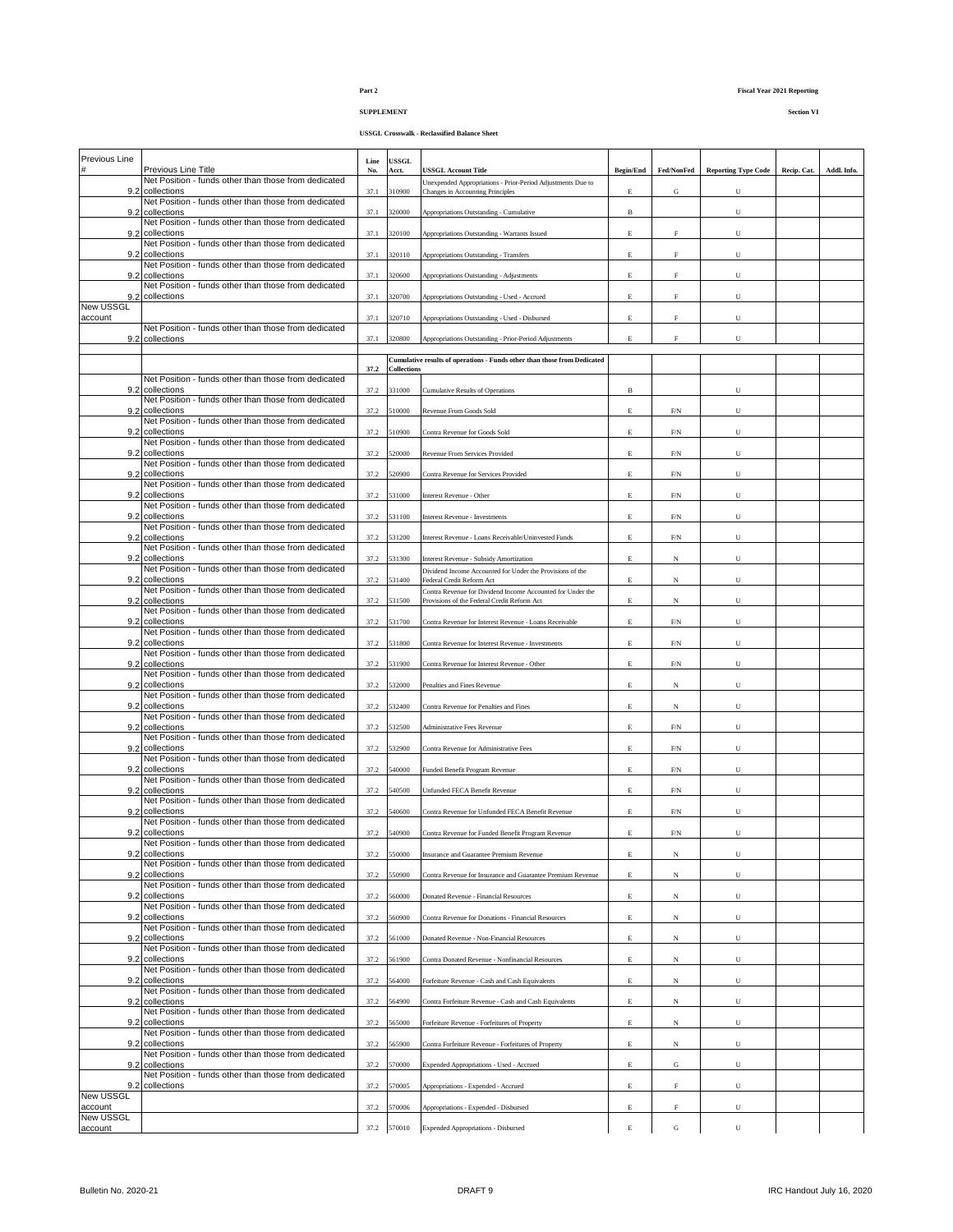Part 2

Fiscal Year 2021 Reporting

SUPPLEMENT

Section VI

USSGL Crosswalk - Reclassified Balance Sheet

| Previous Line # | Previous Line Title | Line No. | USSGL Acct. | USSGL Account Title | Begin/End | Fed/NonFed | Reporting Type Code | Recip. Cat. | Addl. Info. |
|---|---|---|---|---|---|---|---|---|---|
| 9.2 | Net Position - funds other than those from dedicated collections | 37.1 | 310900 | Unexpended Appropriations - Prior-Period Adjustments Due to Changes in Accounting Principles | E | G | U | | |
| 9.2 | Net Position - funds other than those from dedicated collections | 37.1 | 320000 | Appropriations Outstanding - Cumulative | B | | U | | |
| 9.2 | Net Position - funds other than those from dedicated collections | 37.1 | 320100 | Appropriations Outstanding - Warrants Issued | E | F | U | | |
| 9.2 | Net Position - funds other than those from dedicated collections | 37.1 | 320110 | Appropriations Outstanding - Transfers | E | F | U | | |
| 9.2 | Net Position - funds other than those from dedicated collections | 37.1 | 320600 | Appropriations Outstanding - Adjustments | E | F | U | | |
| 9.2 | Net Position - funds other than those from dedicated collections | 37.1 | 320700 | Appropriations Outstanding - Used - Accrued | E | F | U | | |
| New USSGL account | | 37.1 | 320710 | Appropriations Outstanding - Used - Disbursed | E | F | U | | |
| 9.2 | Net Position - funds other than those from dedicated collections | 37.1 | 320800 | Appropriations Outstanding - Prior-Period Adjustments | E | F | U | | |
| | | | | | | | | | |
| | | 37.2 | | Cumulative results of operations - Funds other than those from Dedicated Collections | | | | | |
| 9.2 | Net Position - funds other than those from dedicated collections | 37.2 | 331000 | Cumulative Results of Operations | B | | U | | |
| 9.2 | Net Position - funds other than those from dedicated collections | 37.2 | 510000 | Revenue From Goods Sold | E | F/N | U | | |
| 9.2 | Net Position - funds other than those from dedicated collections | 37.2 | 510900 | Contra Revenue for Goods Sold | E | F/N | U | | |
| 9.2 | Net Position - funds other than those from dedicated collections | 37.2 | 520000 | Revenue From Services Provided | E | F/N | U | | |
| 9.2 | Net Position - funds other than those from dedicated collections | 37.2 | 520900 | Contra Revenue for Services Provided | E | F/N | U | | |
| 9.2 | Net Position - funds other than those from dedicated collections | 37.2 | 531000 | Interest Revenue - Other | E | F/N | U | | |
| 9.2 | Net Position - funds other than those from dedicated collections | 37.2 | 531100 | Interest Revenue - Investments | E | F/N | U | | |
| 9.2 | Net Position - funds other than those from dedicated collections | 37.2 | 531200 | Interest Revenue - Loans Receivable/Uninvested Funds | E | F/N | U | | |
| 9.2 | Net Position - funds other than those from dedicated collections | 37.2 | 531300 | Interest Revenue - Subsidy Amortization | E | N | U | | |
| 9.2 | Net Position - funds other than those from dedicated collections | 37.2 | 531400 | Dividend Income Accounted for Under the Provisions of the Federal Credit Reform Act | E | N | U | | |
| 9.2 | Net Position - funds other than those from dedicated collections | 37.2 | 531500 | Contra Revenue for Dividend Income Accounted for Under the Provisions of the Federal Credit Reform Act | E | N | U | | |
| 9.2 | Net Position - funds other than those from dedicated collections | 37.2 | 531700 | Contra Revenue for Interest Revenue - Loans Receivable | E | F/N | U | | |
| 9.2 | Net Position - funds other than those from dedicated collections | 37.2 | 531800 | Contra Revenue for Interest Revenue - Investments | E | F/N | U | | |
| 9.2 | Net Position - funds other than those from dedicated collections | 37.2 | 531900 | Contra Revenue for Interest Revenue - Other | E | F/N | U | | |
| 9.2 | Net Position - funds other than those from dedicated collections | 37.2 | 532000 | Penalties and Fines Revenue | E | N | U | | |
| 9.2 | Net Position - funds other than those from dedicated collections | 37.2 | 532400 | Contra Revenue for Penalties and Fines | E | N | U | | |
| 9.2 | Net Position - funds other than those from dedicated collections | 37.2 | 532500 | Administrative Fees Revenue | E | F/N | U | | |
| 9.2 | Net Position - funds other than those from dedicated collections | 37.2 | 532900 | Contra Revenue for Administrative Fees | E | F/N | U | | |
| 9.2 | Net Position - funds other than those from dedicated collections | 37.2 | 540000 | Funded Benefit Program Revenue | E | F/N | U | | |
| 9.2 | Net Position - funds other than those from dedicated collections | 37.2 | 540500 | Unfunded FECA Benefit Revenue | E | F/N | U | | |
| 9.2 | Net Position - funds other than those from dedicated collections | 37.2 | 540600 | Contra Revenue for Unfunded FECA Benefit Revenue | E | F/N | U | | |
| 9.2 | Net Position - funds other than those from dedicated collections | 37.2 | 540900 | Contra Revenue for Funded Benefit Program Revenue | E | F/N | U | | |
| 9.2 | Net Position - funds other than those from dedicated collections | 37.2 | 550000 | Insurance and Guarantee Premium Revenue | E | N | U | | |
| 9.2 | Net Position - funds other than those from dedicated collections | 37.2 | 550900 | Contra Revenue for Insurance and Guarantee Premium Revenue | E | N | U | | |
| 9.2 | Net Position - funds other than those from dedicated collections | 37.2 | 560000 | Donated Revenue - Financial Resources | E | N | U | | |
| 9.2 | Net Position - funds other than those from dedicated collections | 37.2 | 560900 | Contra Revenue for Donations - Financial Resources | E | N | U | | |
| 9.2 | Net Position - funds other than those from dedicated collections | 37.2 | 561000 | Donated Revenue - Non-Financial Resources | E | N | U | | |
| 9.2 | Net Position - funds other than those from dedicated collections | 37.2 | 561900 | Contra Donated Revenue - Nonfinancial Resources | E | N | U | | |
| 9.2 | Net Position - funds other than those from dedicated collections | 37.2 | 564000 | Forfeiture Revenue - Cash and Cash Equivalents | E | N | U | | |
| 9.2 | Net Position - funds other than those from dedicated collections | 37.2 | 564900 | Contra Forfeiture Revenue - Cash and Cash Equivalents | E | N | U | | |
| 9.2 | Net Position - funds other than those from dedicated collections | 37.2 | 565000 | Forfeiture Revenue - Forfeitures of Property | E | N | U | | |
| 9.2 | Net Position - funds other than those from dedicated collections | 37.2 | 565900 | Contra Forfeiture Revenue - Forfeitures of Property | E | N | U | | |
| 9.2 | Net Position - funds other than those from dedicated collections | 37.2 | 570000 | Expended Appropriations - Used - Accrued | E | G | U | | |
| 9.2 | Net Position - funds other than those from dedicated collections | 37.2 | 570005 | Appropriations - Expended - Accrued | E | F | U | | |
| New USSGL account | | 37.2 | 570006 | Appropriations - Expended - Disbursed | E | F | U | | |
| New USSGL account | | 37.2 | 570010 | Expended Appropriations - Disbursed | E | G | U | | |

Bulletin No. 2020-21

DRAFT 9

IRC Handout July 16, 2020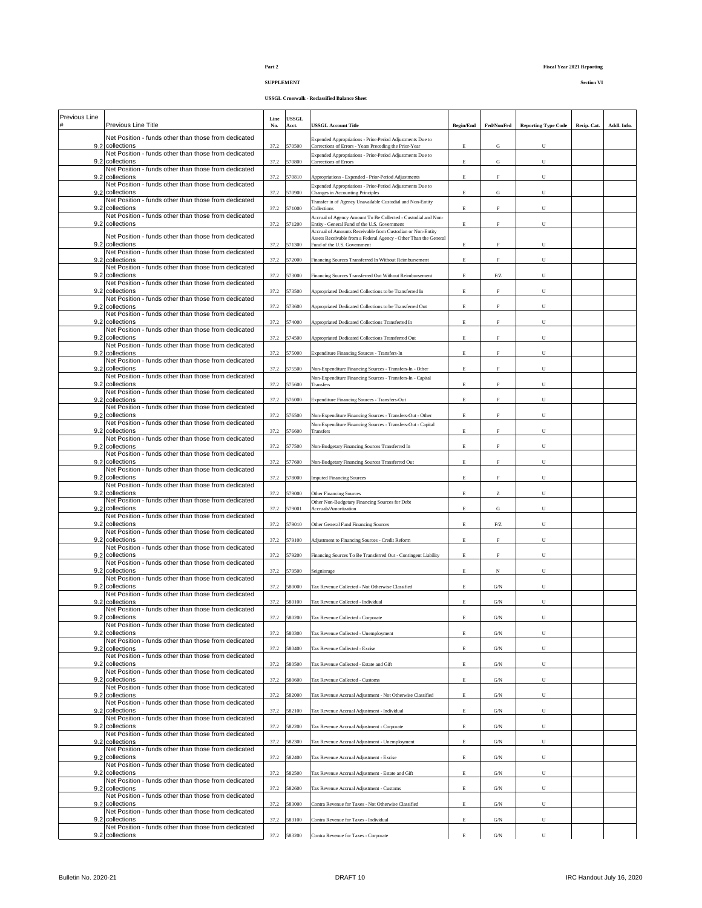**Part 2**

**Fiscal Year 2021 Reporting**

**SUPPLEMENT**

**Section VI**

**USSGL Crosswalk - Reclassified Balance Sheet**

| Previous Line # | Previous Line Title | Line No. | USSGL Acct. | USSGL Account Title | Begin/End | Fed/NonFed | Reporting Type Code | Recip. Cat. | Addl. Info. |
|---|---|---|---|---|---|---|---|---|---|
| 9.2 | Net Position - funds other than those from dedicated collections | 37.2 | 570500 | Expended Appropriations - Prior-Period Adjustments Due to Corrections of Errors - Years Preceding the Prior-Year | E | G | U | | |
| 9.2 | Net Position - funds other than those from dedicated collections | 37.2 | 570800 | Expended Appropriations - Prior-Period Adjustments Due to Corrections of Errors | E | G | U | | |
| 9.2 | Net Position - funds other than those from dedicated collections | 37.2 | 570810 | Appropriations - Expended - Prior-Period Adjustments | E | F | U | | |
| 9.2 | Net Position - funds other than those from dedicated collections | 37.2 | 570900 | Expended Appropriations - Prior-Period Adjustments Due to Changes in Accounting Principles | E | G | U | | |
| 9.2 | Net Position - funds other than those from dedicated collections | 37.2 | 571000 | Transfer in of Agency Unavailable Custodial and Non-Entity Collections | E | F | U | | |
| 9.2 | Net Position - funds other than those from dedicated collections | 37.2 | 571200 | Accrual of Agency Amount To Be Collected - Custodial and Non-Entity - General Fund of the U.S. Government | E | F | U | | |
| 9.2 | Net Position - funds other than those from dedicated collections | 37.2 | 571300 | Accrual of Amounts Receivable from Custodian or Non-Entity Assets Receivable from a Federal Agency - Other Than the General Fund of the U.S. Government | E | F | U | | |
| 9.2 | Net Position - funds other than those from dedicated collections | 37.2 | 572000 | Financing Sources Transferred In Without Reimbursement | E | F | U | | |
| 9.2 | Net Position - funds other than those from dedicated collections | 37.2 | 573000 | Financing Sources Transferred Out Without Reimbursement | E | F/Z | U | | |
| 9.2 | Net Position - funds other than those from dedicated collections | 37.2 | 573500 | Appropriated Dedicated Collections to be Transferred In | E | F | U | | |
| 9.2 | Net Position - funds other than those from dedicated collections | 37.2 | 573600 | Appropriated Dedicated Collections to be Transferred Out | E | F | U | | |
| 9.2 | Net Position - funds other than those from dedicated collections | 37.2 | 574000 | Appropriated Dedicated Collections Transferred In | E | F | U | | |
| 9.2 | Net Position - funds other than those from dedicated collections | 37.2 | 574500 | Appropriated Dedicated Collections Transferred Out | E | F | U | | |
| 9.2 | Net Position - funds other than those from dedicated collections | 37.2 | 575000 | Expenditure Financing Sources - Transfers-In | E | F | U | | |
| 9.2 | Net Position - funds other than those from dedicated collections | 37.2 | 575500 | Non-Expenditure Financing Sources - Transfers-In - Other | E | F | U | | |
| 9.2 | Net Position - funds other than those from dedicated collections | 37.2 | 575600 | Non-Expenditure Financing Sources - Transfers-In - Capital Transfers | E | F | U | | |
| 9.2 | Net Position - funds other than those from dedicated collections | 37.2 | 576000 | Expenditure Financing Sources - Transfers-Out | E | F | U | | |
| 9.2 | Net Position - funds other than those from dedicated collections | 37.2 | 576500 | Non-Expenditure Financing Sources - Transfers-Out - Other | E | F | U | | |
| 9.2 | Net Position - funds other than those from dedicated collections | 37.2 | 576600 | Non-Expenditure Financing Sources - Transfers-Out - Capital Transfers | E | F | U | | |
| 9.2 | Net Position - funds other than those from dedicated collections | 37.2 | 577500 | Non-Budgetary Financing Sources Transferred In | E | F | U | | |
| 9.2 | Net Position - funds other than those from dedicated collections | 37.2 | 577600 | Non-Budgetary Financing Sources Transferred Out | E | F | U | | |
| 9.2 | Net Position - funds other than those from dedicated collections | 37.2 | 578000 | Imputed Financing Sources | E | F | U | | |
| 9.2 | Net Position - funds other than those from dedicated collections | 37.2 | 579000 | Other Financing Sources | E | Z | U | | |
| 9.2 | Net Position - funds other than those from dedicated collections | 37.2 | 579001 | Other Non-Budgetary Financing Sources for Debt Accruals/Amortization | E | G | U | | |
| 9.2 | Net Position - funds other than those from dedicated collections | 37.2 | 579010 | Other General Fund Financing Sources | E | F/Z | U | | |
| 9.2 | Net Position - funds other than those from dedicated collections | 37.2 | 579100 | Adjustment to Financing Sources - Credit Reform | E | F | U | | |
| 9.2 | Net Position - funds other than those from dedicated collections | 37.2 | 579200 | Financing Sources To Be Transferred Out - Contingent Liability | E | F | U | | |
| 9.2 | Net Position - funds other than those from dedicated collections | 37.2 | 579500 | Seigniorage | E | N | U | | |
| 9.2 | Net Position - funds other than those from dedicated collections | 37.2 | 580000 | Tax Revenue Collected - Not Otherwise Classified | E | G/N | U | | |
| 9.2 | Net Position - funds other than those from dedicated collections | 37.2 | 580100 | Tax Revenue Collected - Individual | E | G/N | U | | |
| 9.2 | Net Position - funds other than those from dedicated collections | 37.2 | 580200 | Tax Revenue Collected - Corporate | E | G/N | U | | |
| 9.2 | Net Position - funds other than those from dedicated collections | 37.2 | 580300 | Tax Revenue Collected - Unemployment | E | G/N | U | | |
| 9.2 | Net Position - funds other than those from dedicated collections | 37.2 | 580400 | Tax Revenue Collected - Excise | E | G/N | U | | |
| 9.2 | Net Position - funds other than those from dedicated collections | 37.2 | 580500 | Tax Revenue Collected - Estate and Gift | E | G/N | U | | |
| 9.2 | Net Position - funds other than those from dedicated collections | 37.2 | 580600 | Tax Revenue Collected - Customs | E | G/N | U | | |
| 9.2 | Net Position - funds other than those from dedicated collections | 37.2 | 582000 | Tax Revenue Accrual Adjustment - Not Otherwise Classified | E | G/N | U | | |
| 9.2 | Net Position - funds other than those from dedicated collections | 37.2 | 582100 | Tax Revenue Accrual Adjustment - Individual | E | G/N | U | | |
| 9.2 | Net Position - funds other than those from dedicated collections | 37.2 | 582200 | Tax Revenue Accrual Adjustment - Corporate | E | G/N | U | | |
| 9.2 | Net Position - funds other than those from dedicated collections | 37.2 | 582300 | Tax Revenue Accrual Adjustment - Unemployment | E | G/N | U | | |
| 9.2 | Net Position - funds other than those from dedicated collections | 37.2 | 582400 | Tax Revenue Accrual Adjustment - Excise | E | G/N | U | | |
| 9.2 | Net Position - funds other than those from dedicated collections | 37.2 | 582500 | Tax Revenue Accrual Adjustment - Estate and Gift | E | G/N | U | | |
| 9.2 | Net Position - funds other than those from dedicated collections | 37.2 | 582600 | Tax Revenue Accrual Adjustment - Customs | E | G/N | U | | |
| 9.2 | Net Position - funds other than those from dedicated collections | 37.2 | 583000 | Contra Revenue for Taxes - Not Otherwise Classified | E | G/N | U | | |
| 9.2 | Net Position - funds other than those from dedicated collections | 37.2 | 583100 | Contra Revenue for Taxes - Individual | E | G/N | U | | |
| 9.2 | Net Position - funds other than those from dedicated collections | 37.2 | 583200 | Contra Revenue for Taxes - Corporate | E | G/N | U | | |

Bulletin No. 2020-21 DRAFT 10 IRC Handout July 16, 2020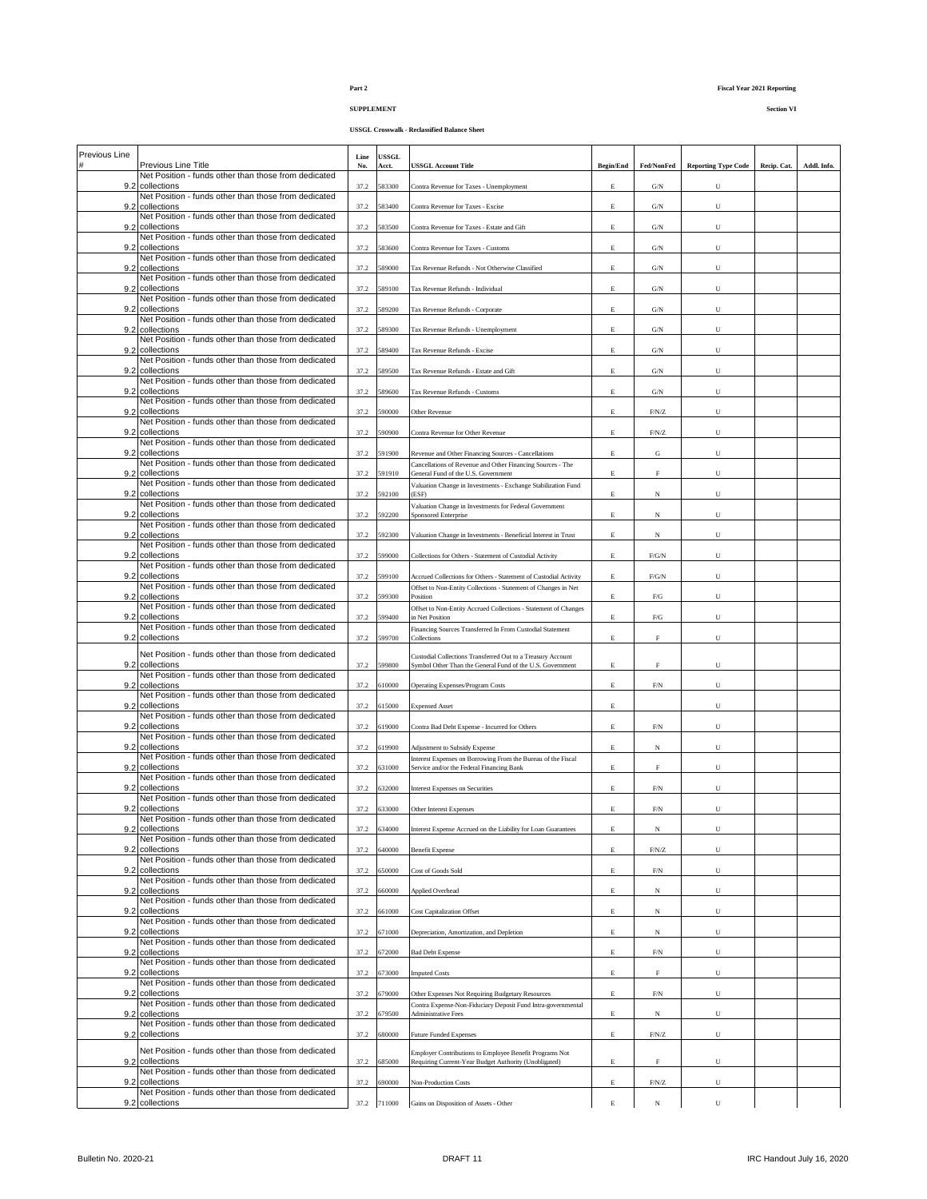**Part 2**

**SUPPLEMENT**

**Fiscal Year 2021 Reporting**

**Section VI**

**USSGL Crosswalk - Reclassified Balance Sheet**

| Previous Line # | Previous Line Title | Line No. | USSGL Acct. | USSGL Account Title | Begin/End | Fed/NonFed | Reporting Type Code | Recip. Cat. | Addl. Info. |
|---|---|---|---|---|---|---|---|---|---|
| 9.2 | Net Position - funds other than those from dedicated collections | 37.2 | 583300 | Contra Revenue for Taxes - Unemployment | E | G/N | U | | |
| 9.2 | Net Position - funds other than those from dedicated collections | 37.2 | 583400 | Contra Revenue for Taxes - Excise | E | G/N | U | | |
| 9.2 | Net Position - funds other than those from dedicated collections | 37.2 | 583500 | Contra Revenue for Taxes - Estate and Gift | E | G/N | U | | |
| 9.2 | Net Position - funds other than those from dedicated collections | 37.2 | 583600 | Contra Revenue for Taxes - Customs | E | G/N | U | | |
| 9.2 | Net Position - funds other than those from dedicated collections | 37.2 | 589000 | Tax Revenue Refunds - Not Otherwise Classified | E | G/N | U | | |
| 9.2 | Net Position - funds other than those from dedicated collections | 37.2 | 589100 | Tax Revenue Refunds - Individual | E | G/N | U | | |
| 9.2 | Net Position - funds other than those from dedicated collections | 37.2 | 589200 | Tax Revenue Refunds - Corporate | E | G/N | U | | |
| 9.2 | Net Position - funds other than those from dedicated collections | 37.2 | 589300 | Tax Revenue Refunds - Unemployment | E | G/N | U | | |
| 9.2 | Net Position - funds other than those from dedicated collections | 37.2 | 589400 | Tax Revenue Refunds - Excise | E | G/N | U | | |
| 9.2 | Net Position - funds other than those from dedicated collections | 37.2 | 589500 | Tax Revenue Refunds - Estate and Gift | E | G/N | U | | |
| 9.2 | Net Position - funds other than those from dedicated collections | 37.2 | 589600 | Tax Revenue Refunds - Customs | E | G/N | U | | |
| 9.2 | Net Position - funds other than those from dedicated collections | 37.2 | 590000 | Other Revenue | E | F/N/Z | U | | |
| 9.2 | Net Position - funds other than those from dedicated collections | 37.2 | 590900 | Contra Revenue for Other Revenue | E | F/N/Z | U | | |
| 9.2 | Net Position - funds other than those from dedicated collections | 37.2 | 591900 | Revenue and Other Financing Sources - Cancellations | E | G | U | | |
| 9.2 | Net Position - funds other than those from dedicated collections | 37.2 | 591910 | Cancellations of Revenue and Other Financing Sources - The General Fund of the U.S. Government | E | F | U | | |
| 9.2 | Net Position - funds other than those from dedicated collections | 37.2 | 592100 | Valuation Change in Investments - Exchange Stabilization Fund (ESF) | E | N | U | | |
| 9.2 | Net Position - funds other than those from dedicated collections | 37.2 | 592200 | Valuation Change in Investments for Federal Government Sponsored Enterprise | E | N | U | | |
| 9.2 | Net Position - funds other than those from dedicated collections | 37.2 | 592300 | Valuation Change in Investments - Beneficial Interest in Trust | E | N | U | | |
| 9.2 | Net Position - funds other than those from dedicated collections | 37.2 | 599000 | Collections for Others - Statement of Custodial Activity | E | F/G/N | U | | |
| 9.2 | Net Position - funds other than those from dedicated collections | 37.2 | 599100 | Accrued Collections for Others - Statement of Custodial Activity | E | F/G/N | U | | |
| 9.2 | Net Position - funds other than those from dedicated collections | 37.2 | 599300 | Offset to Non-Entity Collections - Statement of Changes in Net Position | E | F/G | U | | |
| 9.2 | Net Position - funds other than those from dedicated collections | 37.2 | 599400 | Offset to Non-Entity Accrued Collections - Statement of Changes in Net Position | E | F/G | U | | |
| 9.2 | Net Position - funds other than those from dedicated collections | 37.2 | 599700 | Financing Sources Transferred In From Custodial Statement Collections | E | F | U | | |
| 9.2 | Net Position - funds other than those from dedicated collections | 37.2 | 599800 | Custodial Collections Transferred Out to a Treasury Account Symbol Other Than the General Fund of the U.S. Government | E | F | U | | |
| 9.2 | Net Position - funds other than those from dedicated collections | 37.2 | 610000 | Operating Expenses/Program Costs | E | F/N | U | | |
| 9.2 | Net Position - funds other than those from dedicated collections | 37.2 | 615000 | Expensed Asset | E | | U | | |
| 9.2 | Net Position - funds other than those from dedicated collections | 37.2 | 619000 | Contra Bad Debt Expense - Incurred for Others | E | F/N | U | | |
| 9.2 | Net Position - funds other than those from dedicated collections | 37.2 | 619900 | Adjustment to Subsidy Expense | E | N | U | | |
| 9.2 | Net Position - funds other than those from dedicated collections | 37.2 | 631000 | Interest Expenses on Borrowing From the Bureau of the Fiscal Service and/or the Federal Financing Bank | E | F | U | | |
| 9.2 | Net Position - funds other than those from dedicated collections | 37.2 | 632000 | Interest Expenses on Securities | E | F/N | U | | |
| 9.2 | Net Position - funds other than those from dedicated collections | 37.2 | 633000 | Other Interest Expenses | E | F/N | U | | |
| 9.2 | Net Position - funds other than those from dedicated collections | 37.2 | 634000 | Interest Expense Accrued on the Liability for Loan Guarantees | E | N | U | | |
| 9.2 | Net Position - funds other than those from dedicated collections | 37.2 | 640000 | Benefit Expense | E | F/N/Z | U | | |
| 9.2 | Net Position - funds other than those from dedicated collections | 37.2 | 650000 | Cost of Goods Sold | E | F/N | U | | |
| 9.2 | Net Position - funds other than those from dedicated collections | 37.2 | 660000 | Applied Overhead | E | N | U | | |
| 9.2 | Net Position - funds other than those from dedicated collections | 37.2 | 661000 | Cost Capitalization Offset | E | N | U | | |
| 9.2 | Net Position - funds other than those from dedicated collections | 37.2 | 671000 | Depreciation, Amortization, and Depletion | E | N | U | | |
| 9.2 | Net Position - funds other than those from dedicated collections | 37.2 | 672000 | Bad Debt Expense | E | F/N | U | | |
| 9.2 | Net Position - funds other than those from dedicated collections | 37.2 | 673000 | Imputed Costs | E | F | U | | |
| 9.2 | Net Position - funds other than those from dedicated collections | 37.2 | 679000 | Other Expenses Not Requiring Budgetary Resources | E | F/N | U | | |
| 9.2 | Net Position - funds other than those from dedicated collections | 37.2 | 679500 | Contra Expense-Non-Fiduciary Deposit Fund Intra-governmental Administrative Fees | E | N | U | | |
| 9.2 | Net Position - funds other than those from dedicated collections | 37.2 | 680000 | Future Funded Expenses | E | F/N/Z | U | | |
| 9.2 | Net Position - funds other than those from dedicated collections | 37.2 | 685000 | Employer Contributions to Employee Benefit Programs Not Requiring Current-Year Budget Authority (Unobligated) | E | F | U | | |
| 9.2 | Net Position - funds other than those from dedicated collections | 37.2 | 690000 | Non-Production Costs | E | F/N/Z | U | | |
| 9.2 | Net Position - funds other than those from dedicated collections | 37.2 | 711000 | Gains on Disposition of Assets - Other | E | N | U | | |

Bulletin No. 2020-21 DRAFT 11 IRC Handout July 16, 2020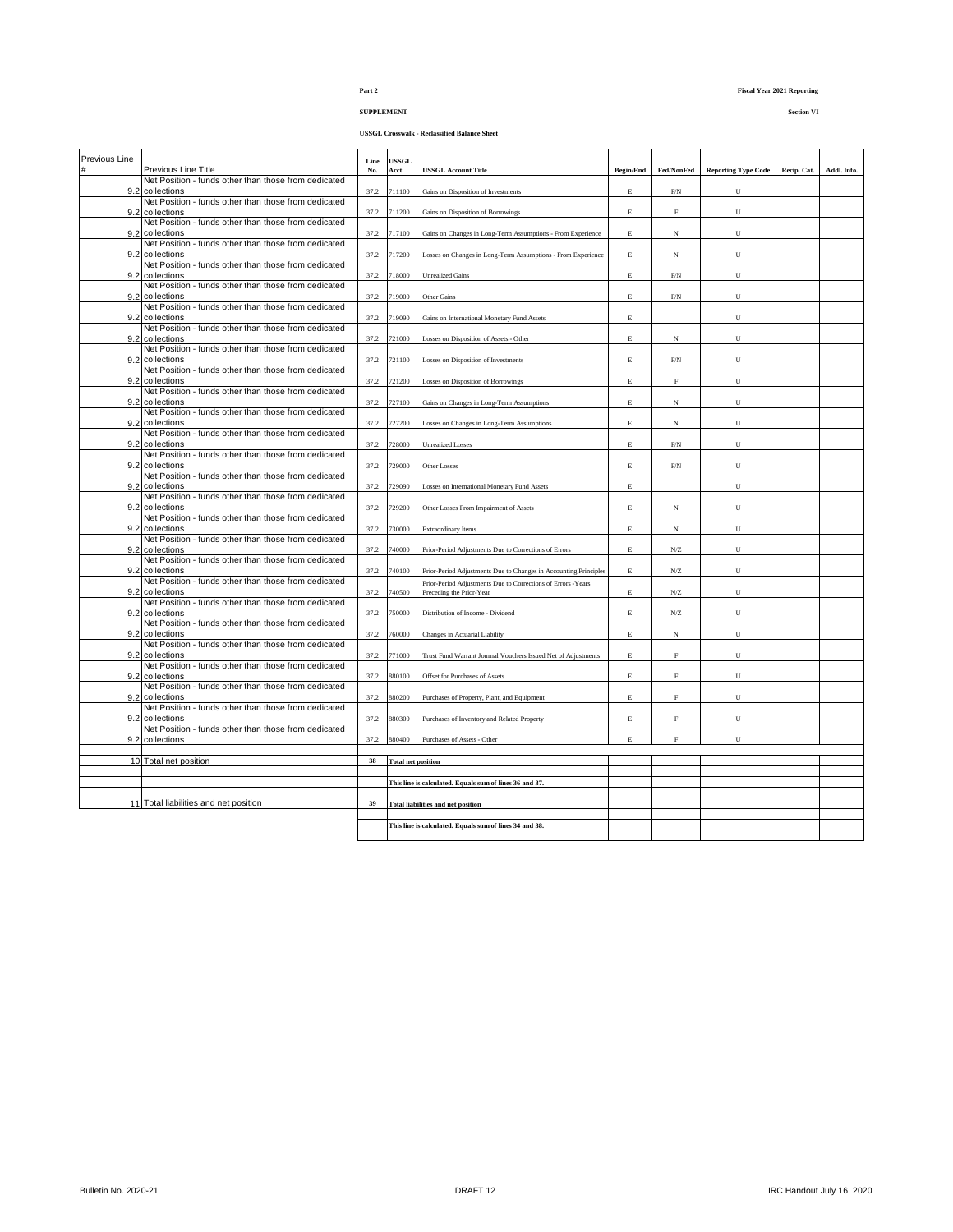Part 2

SUPPLEMENT

**Fiscal Year 2021 Reporting**

**Section VI**

**USSGL Crosswalk - Reclassified Balance Sheet**

| Previous Line # | Previous Line Title | Line No. | USSGL Acct. | USSGL Account Title | Begin/End | Fed/NonFed | Reporting Type Code | Recip. Cat. | Addl. Info. |
|---|---|---|---|---|---|---|---|---|---|
| 9.2 | Net Position - funds other than those from dedicated collections | 37.2 | 711100 | Gains on Disposition of Investments | E | F/N | U | | |
| 9.2 | Net Position - funds other than those from dedicated collections | 37.2 | 711200 | Gains on Disposition of Borrowings | E | F | U | | |
| 9.2 | Net Position - funds other than those from dedicated collections | 37.2 | 717100 | Gains on Changes in Long-Term Assumptions - From Experience | E | N | U | | |
| 9.2 | Net Position - funds other than those from dedicated collections | 37.2 | 717200 | Losses on Changes in Long-Term Assumptions - From Experience | E | N | U | | |
| 9.2 | Net Position - funds other than those from dedicated collections | 37.2 | 718000 | Unrealized Gains | E | F/N | U | | |
| 9.2 | Net Position - funds other than those from dedicated collections | 37.2 | 719000 | Other Gains | E | F/N | U | | |
| 9.2 | Net Position - funds other than those from dedicated collections | 37.2 | 719090 | Gains on International Monetary Fund Assets | E | | U | | |
| 9.2 | Net Position - funds other than those from dedicated collections | 37.2 | 721000 | Losses on Disposition of Assets - Other | E | N | U | | |
| 9.2 | Net Position - funds other than those from dedicated collections | 37.2 | 721100 | Losses on Disposition of Investments | E | F/N | U | | |
| 9.2 | Net Position - funds other than those from dedicated collections | 37.2 | 721200 | Losses on Disposition of Borrowings | E | F | U | | |
| 9.2 | Net Position - funds other than those from dedicated collections | 37.2 | 727100 | Gains on Changes in Long-Term Assumptions | E | N | U | | |
| 9.2 | Net Position - funds other than those from dedicated collections | 37.2 | 727200 | Losses on Changes in Long-Term Assumptions | E | N | U | | |
| 9.2 | Net Position - funds other than those from dedicated collections | 37.2 | 728000 | Unrealized Losses | E | F/N | U | | |
| 9.2 | Net Position - funds other than those from dedicated collections | 37.2 | 729000 | Other Losses | E | F/N | U | | |
| 9.2 | Net Position - funds other than those from dedicated collections | 37.2 | 729090 | Losses on International Monetary Fund Assets | E | | U | | |
| 9.2 | Net Position - funds other than those from dedicated collections | 37.2 | 729200 | Other Losses From Impairment of Assets | E | N | U | | |
| 9.2 | Net Position - funds other than those from dedicated collections | 37.2 | 730000 | Extraordinary Items | E | N | U | | |
| 9.2 | Net Position - funds other than those from dedicated collections | 37.2 | 740000 | Prior-Period Adjustments Due to Corrections of Errors | E | N/Z | U | | |
| 9.2 | Net Position - funds other than those from dedicated collections | 37.2 | 740100 | Prior-Period Adjustments Due to Changes in Accounting Principles | E | N/Z | U | | |
| 9.2 | Net Position - funds other than those from dedicated collections | 37.2 | 740500 | Prior-Period Adjustments Due to Corrections of Errors -Years Preceding the Prior-Year | E | N/Z | U | | |
| 9.2 | Net Position - funds other than those from dedicated collections | 37.2 | 750000 | Distribution of Income - Dividend | E | N/Z | U | | |
| 9.2 | Net Position - funds other than those from dedicated collections | 37.2 | 760000 | Changes in Actuarial Liability | E | N | U | | |
| 9.2 | Net Position - funds other than those from dedicated collections | 37.2 | 771000 | Trust Fund Warrant Journal Vouchers Issued Net of Adjustments | E | F | U | | |
| 9.2 | Net Position - funds other than those from dedicated collections | 37.2 | 880100 | Offset for Purchases of Assets | E | F | U | | |
| 9.2 | Net Position - funds other than those from dedicated collections | 37.2 | 880200 | Purchases of Property, Plant, and Equipment | E | F | U | | |
| 9.2 | Net Position - funds other than those from dedicated collections | 37.2 | 880300 | Purchases of Inventory and Related Property | E | F | U | | |
| 9.2 | Net Position - funds other than those from dedicated collections | 37.2 | 880400 | Purchases of Assets - Other | E | F | U | | |
| | | | | | | | | | |
| 10 | Total net position | 38 | **Total net position** | | | | | | |
| | | | | | | | | | |
| | | | **This line is calculated. Equals sum of lines 36 and 37.** | | | | | | |
| | | | | | | | | | |
| 11 | Total liabilities and net position | 39 | **Total liabilities and net position** | | | | | | |
| | | | | | | | | | |
| | | | **This line is calculated. Equals sum of lines 34 and 38.** | | | | | | |

Bulletin No. 2020-21 DRAFT 12 IRC Handout July 16, 2020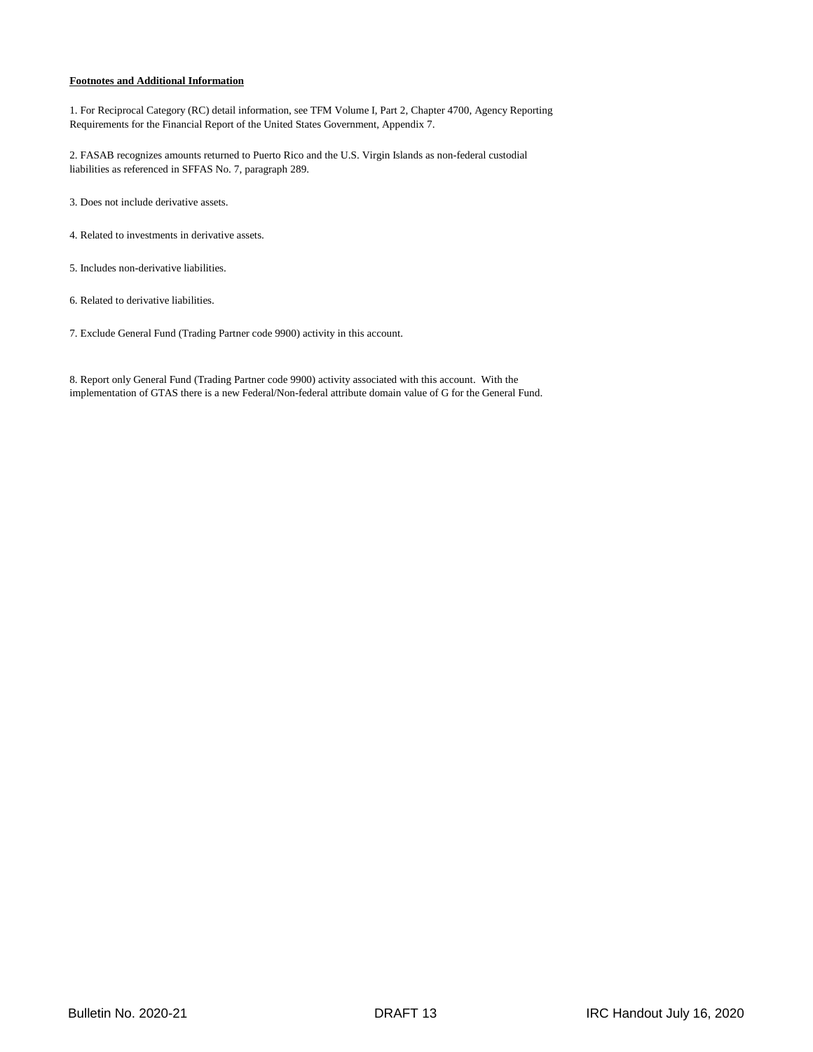**Footnotes and Additional Information**

1. For Reciprocal Category (RC) detail information, see TFM Volume I, Part 2, Chapter 4700, Agency Reporting Requirements for the Financial Report of the United States Government, Appendix 7.

2. FASAB recognizes amounts returned to Puerto Rico and the U.S. Virgin Islands as non-federal custodial liabilities as referenced in SFFAS No. 7, paragraph 289.

3. Does not include derivative assets.

4. Related to investments in derivative assets.

5. Includes non-derivative liabilities.

6. Related to derivative liabilities.

7. Exclude General Fund (Trading Partner code 9900) activity in this account.

8. Report only General Fund (Trading Partner code 9900) activity associated with this account. With the implementation of GTAS there is a new Federal/Non-federal attribute domain value of G for the General Fund.